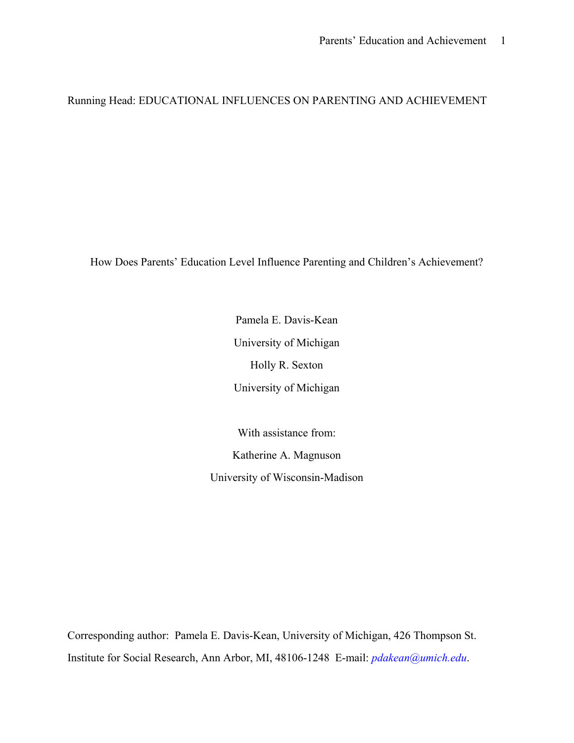Running Head: EDUCATIONAL INFLUENCES ON PARENTING AND ACHIEVEMENT

# How Does Parents' Education Level Influence Parenting and Children's Achievement?

Pamela E. Davis-Kean

University of Michigan

Holly R. Sexton

University of Michigan

With assistance from:

Katherine A. Magnuson

University of Wisconsin-Madison

Corresponding author: Pamela E. Davis-Kean, University of Michigan, 426 Thompson St. Institute for Social Research, Ann Arbor, MI, 48106-1248 E-mail: *pdakean@umich.edu*.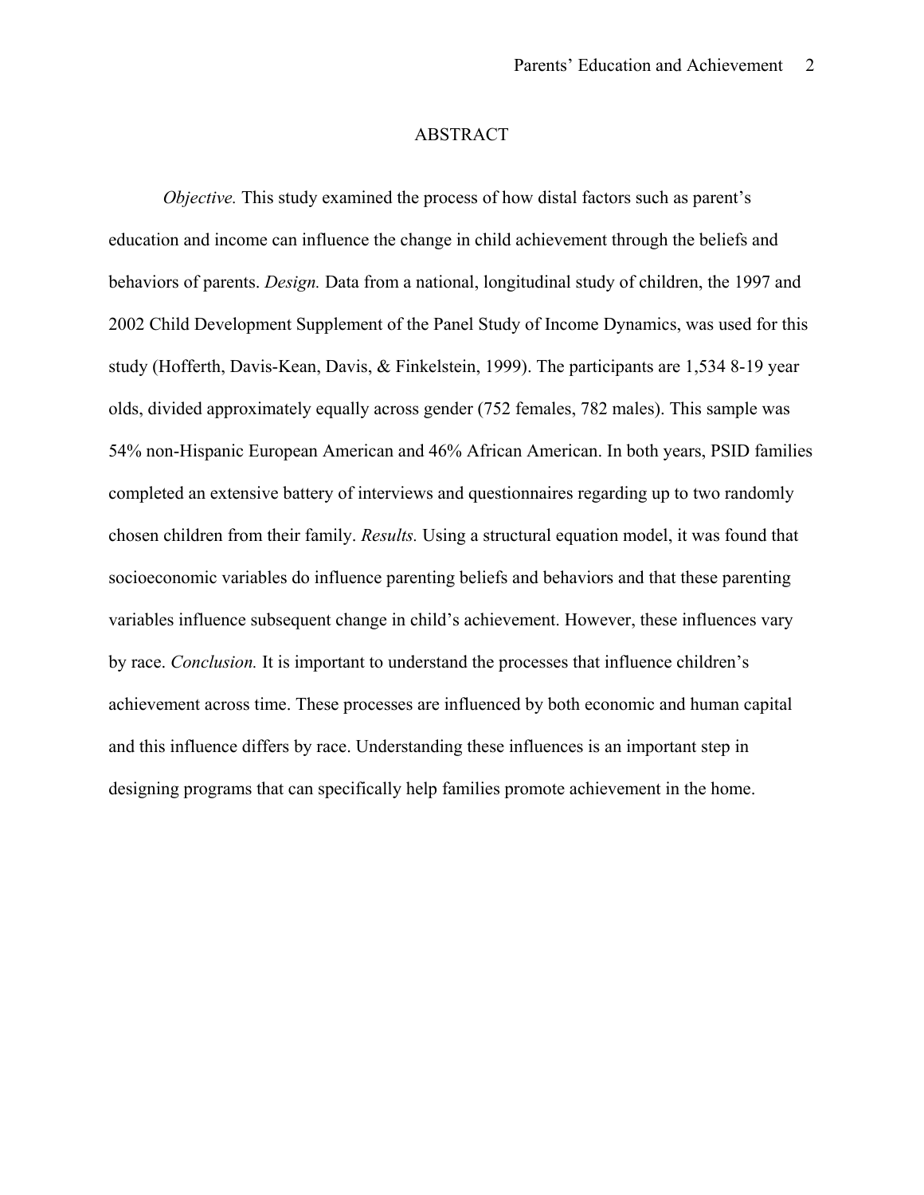## ABSTRACT

*Objective.* This study examined the process of how distal factors such as parent's education and income can influence the change in child achievement through the beliefs and behaviors of parents. *Design.* Data from a national, longitudinal study of children, the 1997 and 2002 Child Development Supplement of the Panel Study of Income Dynamics, was used for this study (Hofferth, Davis-Kean, Davis, & Finkelstein, 1999). The participants are 1,534 8-19 year olds, divided approximately equally across gender (752 females, 782 males). This sample was 54% non-Hispanic European American and 46% African American. In both years, PSID families completed an extensive battery of interviews and questionnaires regarding up to two randomly chosen children from their family. *Results.* Using a structural equation model, it was found that socioeconomic variables do influence parenting beliefs and behaviors and that these parenting variables influence subsequent change in child's achievement. However, these influences vary by race. *Conclusion.* It is important to understand the processes that influence children's achievement across time. These processes are influenced by both economic and human capital and this influence differs by race. Understanding these influences is an important step in designing programs that can specifically help families promote achievement in the home.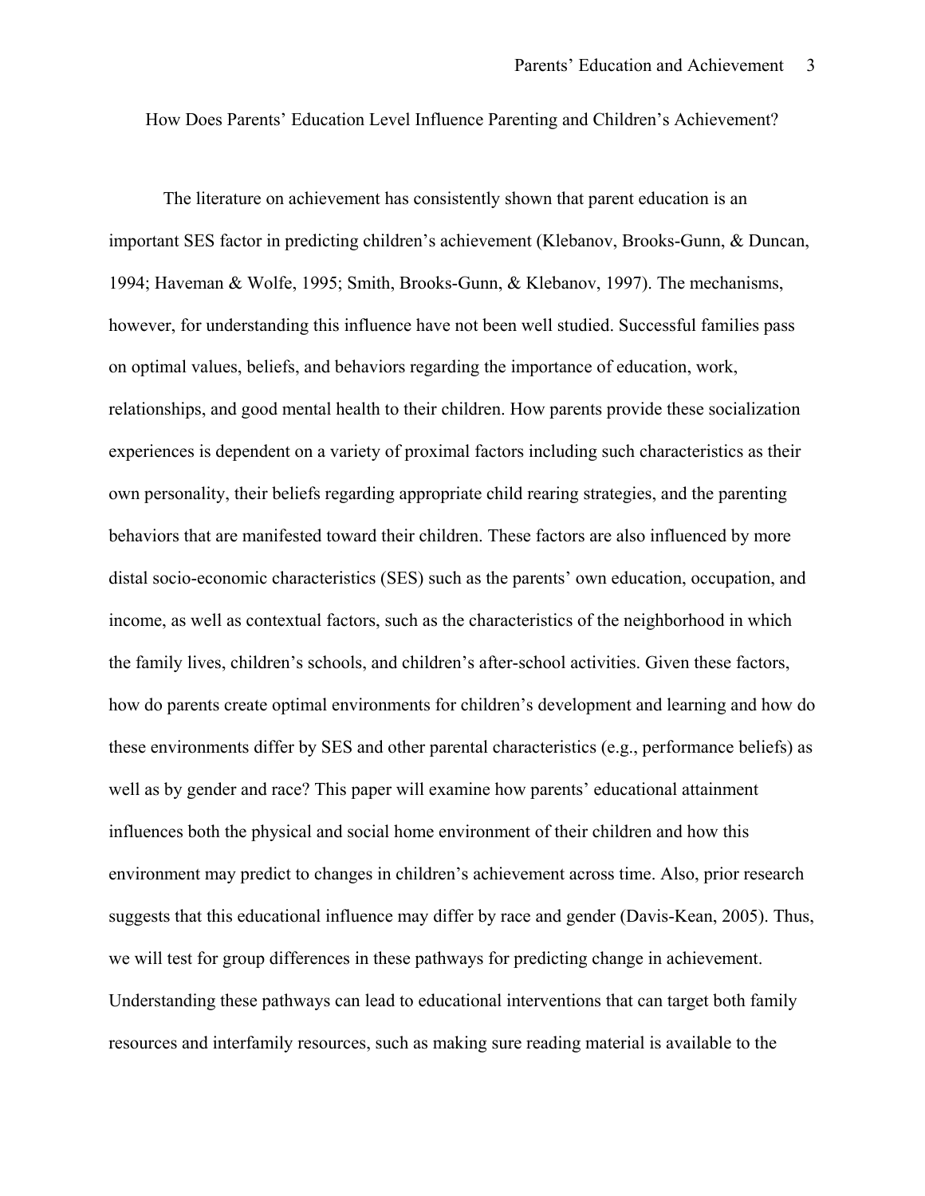# How Does Parents' Education Level Influence Parenting and Children's Achievement?

The literature on achievement has consistently shown that parent education is an important SES factor in predicting children's achievement (Klebanov, Brooks-Gunn, & Duncan, 1994; Haveman & Wolfe, 1995; Smith, Brooks-Gunn, & Klebanov, 1997). The mechanisms, however, for understanding this influence have not been well studied. Successful families pass on optimal values, beliefs, and behaviors regarding the importance of education, work, relationships, and good mental health to their children. How parents provide these socialization experiences is dependent on a variety of proximal factors including such characteristics as their own personality, their beliefs regarding appropriate child rearing strategies, and the parenting behaviors that are manifested toward their children. These factors are also influenced by more distal socio-economic characteristics (SES) such as the parents' own education, occupation, and income, as well as contextual factors, such as the characteristics of the neighborhood in which the family lives, children's schools, and children's after-school activities. Given these factors, how do parents create optimal environments for children's development and learning and how do these environments differ by SES and other parental characteristics (e.g., performance beliefs) as well as by gender and race? This paper will examine how parents' educational attainment influences both the physical and social home environment of their children and how this environment may predict to changes in children's achievement across time. Also, prior research suggests that this educational influence may differ by race and gender (Davis-Kean, 2005). Thus, we will test for group differences in these pathways for predicting change in achievement. Understanding these pathways can lead to educational interventions that can target both family resources and interfamily resources, such as making sure reading material is available to the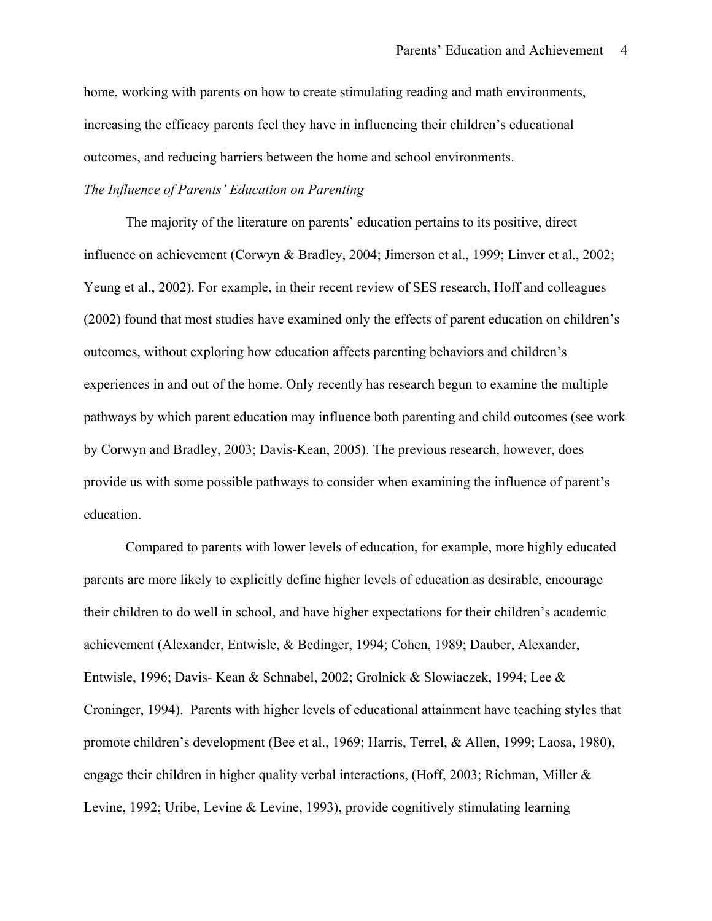home, working with parents on how to create stimulating reading and math environments, increasing the efficacy parents feel they have in influencing their children's educational outcomes, and reducing barriers between the home and school environments.

*The Influence of Parents' Education on Parenting*

The majority of the literature on parents' education pertains to its positive, direct influence on achievement (Corwyn & Bradley, 2004; Jimerson et al., 1999; Linver et al., 2002; Yeung et al., 2002). For example, in their recent review of SES research, Hoff and colleagues (2002) found that most studies have examined only the effects of parent education on children's outcomes, without exploring how education affects parenting behaviors and children's experiences in and out of the home. Only recently has research begun to examine the multiple pathways by which parent education may influence both parenting and child outcomes (see work by Corwyn and Bradley, 2003; Davis-Kean, 2005). The previous research, however, does provide us with some possible pathways to consider when examining the influence of parent's education.

Compared to parents with lower levels of education, for example, more highly educated parents are more likely to explicitly define higher levels of education as desirable, encourage their children to do well in school, and have higher expectations for their children's academic achievement (Alexander, Entwisle, & Bedinger, 1994; Cohen, 1989; Dauber, Alexander, Entwisle, 1996; Davis- Kean & Schnabel, 2002; Grolnick & Slowiaczek, 1994; Lee & Croninger, 1994). Parents with higher levels of educational attainment have teaching styles that promote children's development (Bee et al., 1969; Harris, Terrel, & Allen, 1999; Laosa, 1980), engage their children in higher quality verbal interactions, (Hoff, 2003; Richman, Miller & Levine, 1992; Uribe, Levine & Levine, 1993), provide cognitively stimulating learning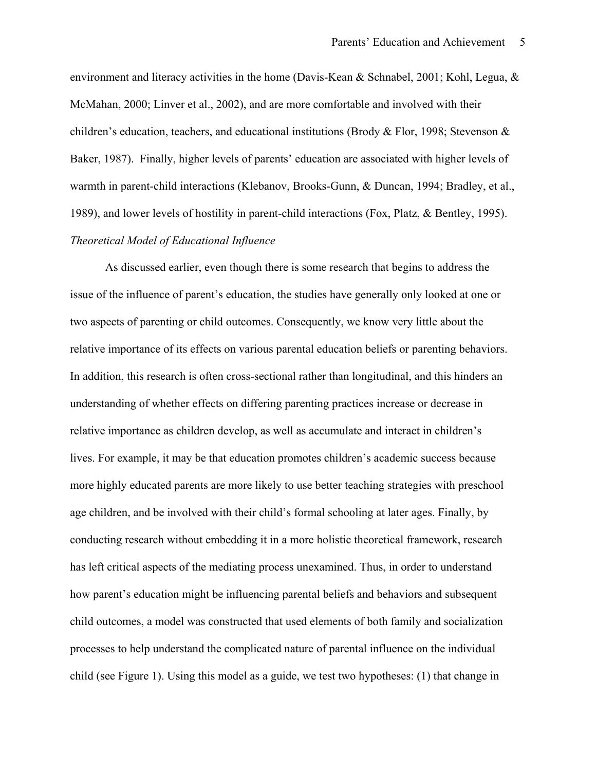environment and literacy activities in the home (Davis-Kean & Schnabel, 2001; Kohl, Legua, & McMahan, 2000; Linver et al., 2002), and are more comfortable and involved with their children's education, teachers, and educational institutions (Brody & Flor, 1998; Stevenson & Baker, 1987). Finally, higher levels of parents' education are associated with higher levels of warmth in parent-child interactions (Klebanov, Brooks-Gunn, & Duncan, 1994; Bradley, et al., 1989), and lower levels of hostility in parent-child interactions (Fox, Platz, & Bentley, 1995).

*Theoretical Model of Educational Influence*

As discussed earlier, even though there is some research that begins to address the issue of the influence of parent's education, the studies have generally only looked at one or two aspects of parenting or child outcomes. Consequently, we know very little about the relative importance of its effects on various parental education beliefs or parenting behaviors. In addition, this research is often cross-sectional rather than longitudinal, and this hinders an understanding of whether effects on differing parenting practices increase or decrease in relative importance as children develop, as well as accumulate and interact in children's lives. For example, it may be that education promotes children's academic success because more highly educated parents are more likely to use better teaching strategies with preschool age children, and be involved with their child's formal schooling at later ages. Finally, by conducting research without embedding it in a more holistic theoretical framework, research has left critical aspects of the mediating process unexamined. Thus, in order to understand how parent's education might be influencing parental beliefs and behaviors and subsequent child outcomes, a model was constructed that used elements of both family and socialization processes to help understand the complicated nature of parental influence on the individual child (see Figure 1). Using this model as a guide, we test two hypotheses: (1) that change in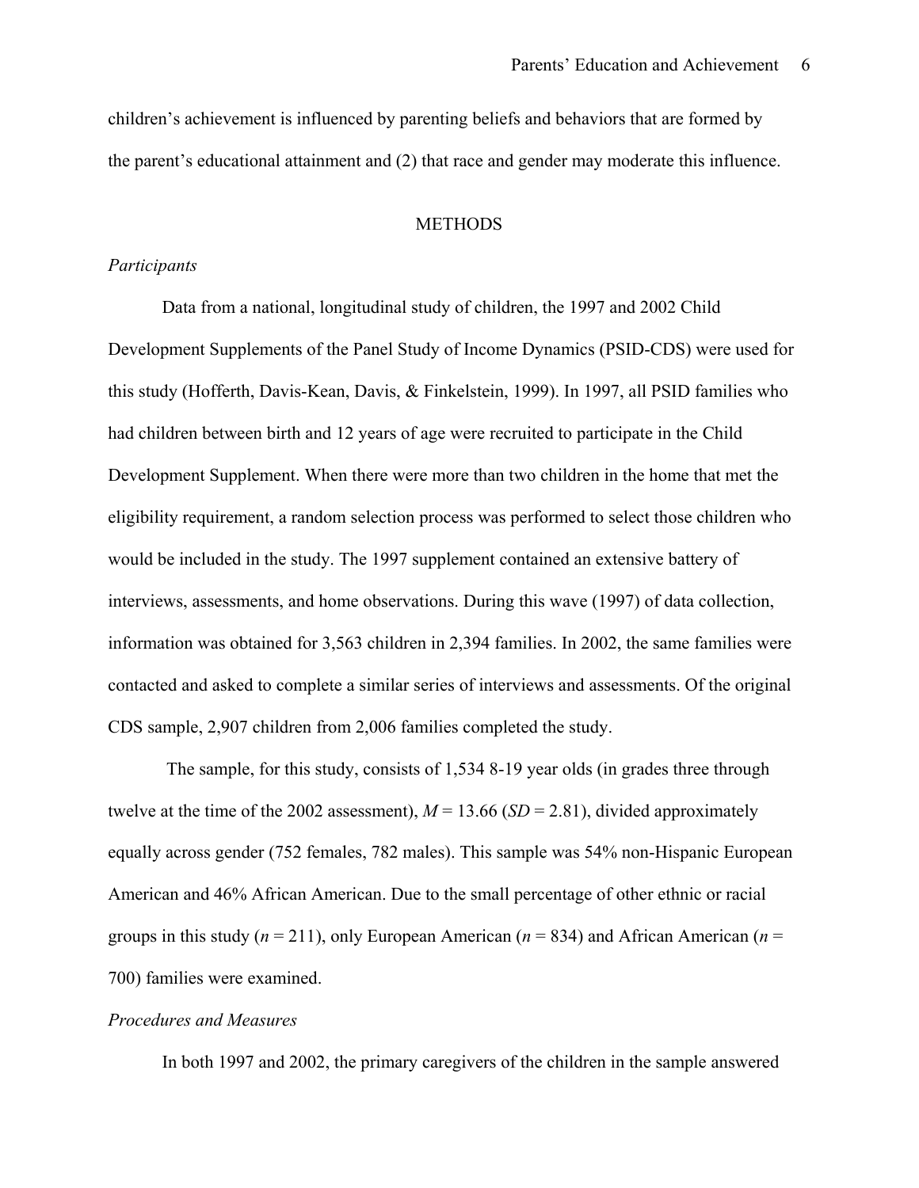children's achievement is influenced by parenting beliefs and behaviors that are formed by the parent's educational attainment and (2) that race and gender may moderate this influence.

## METHODS

### *Participants*

Data from a national, longitudinal study of children, the 1997 and 2002 Child Development Supplements of the Panel Study of Income Dynamics (PSID-CDS) were used for this study (Hofferth, Davis-Kean, Davis, & Finkelstein, 1999). In 1997, all PSID families who had children between birth and 12 years of age were recruited to participate in the Child Development Supplement. When there were more than two children in the home that met the eligibility requirement, a random selection process was performed to select those children who would be included in the study. The 1997 supplement contained an extensive battery of interviews, assessments, and home observations. During this wave (1997) of data collection, information was obtained for 3,563 children in 2,394 families. In 2002, the same families were contacted and asked to complete a similar series of interviews and assessments. Of the original CDS sample, 2,907 children from 2,006 families completed the study.

The sample, for this study, consists of 1,534 8-19 year olds (in grades three through twelve at the time of the 2002 assessment), $M = 13.66$ ($SD = 2.81$), divided approximately equally across gender (752 females, 782 males). This sample was 54% non-Hispanic European American and 46% African American. Due to the small percentage of other ethnic or racial groups in this study ($n = 211$), only European American ($n = 834$) and African American ($n = 700$) families were examined.

### *Procedures and Measures*

In both 1997 and 2002, the primary caregivers of the children in the sample answered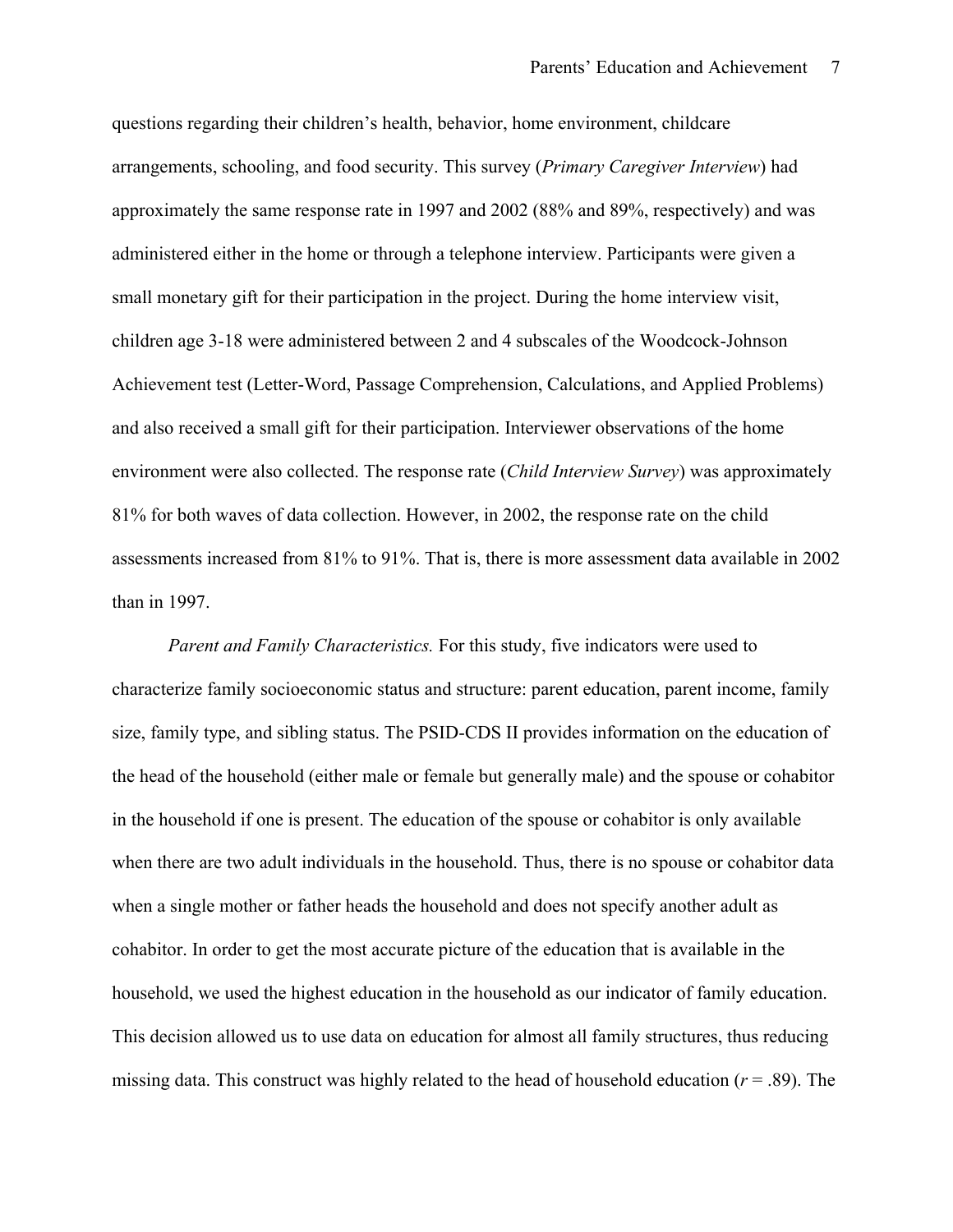questions regarding their children's health, behavior, home environment, childcare arrangements, schooling, and food security. This survey (*Primary Caregiver Interview*) had approximately the same response rate in 1997 and 2002 (88% and 89%, respectively) and was administered either in the home or through a telephone interview. Participants were given a small monetary gift for their participation in the project. During the home interview visit, children age 3-18 were administered between 2 and 4 subscales of the Woodcock-Johnson Achievement test (Letter-Word, Passage Comprehension, Calculations, and Applied Problems) and also received a small gift for their participation. Interviewer observations of the home environment were also collected. The response rate (*Child Interview Survey*) was approximately 81% for both waves of data collection. However, in 2002, the response rate on the child assessments increased from 81% to 91%. That is, there is more assessment data available in 2002 than in 1997.

*Parent and Family Characteristics.* For this study, five indicators were used to characterize family socioeconomic status and structure: parent education, parent income, family size, family type, and sibling status. The PSID-CDS II provides information on the education of the head of the household (either male or female but generally male) and the spouse or cohabitor in the household if one is present. The education of the spouse or cohabitor is only available when there are two adult individuals in the household. Thus, there is no spouse or cohabitor data when a single mother or father heads the household and does not specify another adult as cohabitor. In order to get the most accurate picture of the education that is available in the household, we used the highest education in the household as our indicator of family education. This decision allowed us to use data on education for almost all family structures, thus reducing missing data. This construct was highly related to the head of household education ($r = .89$). The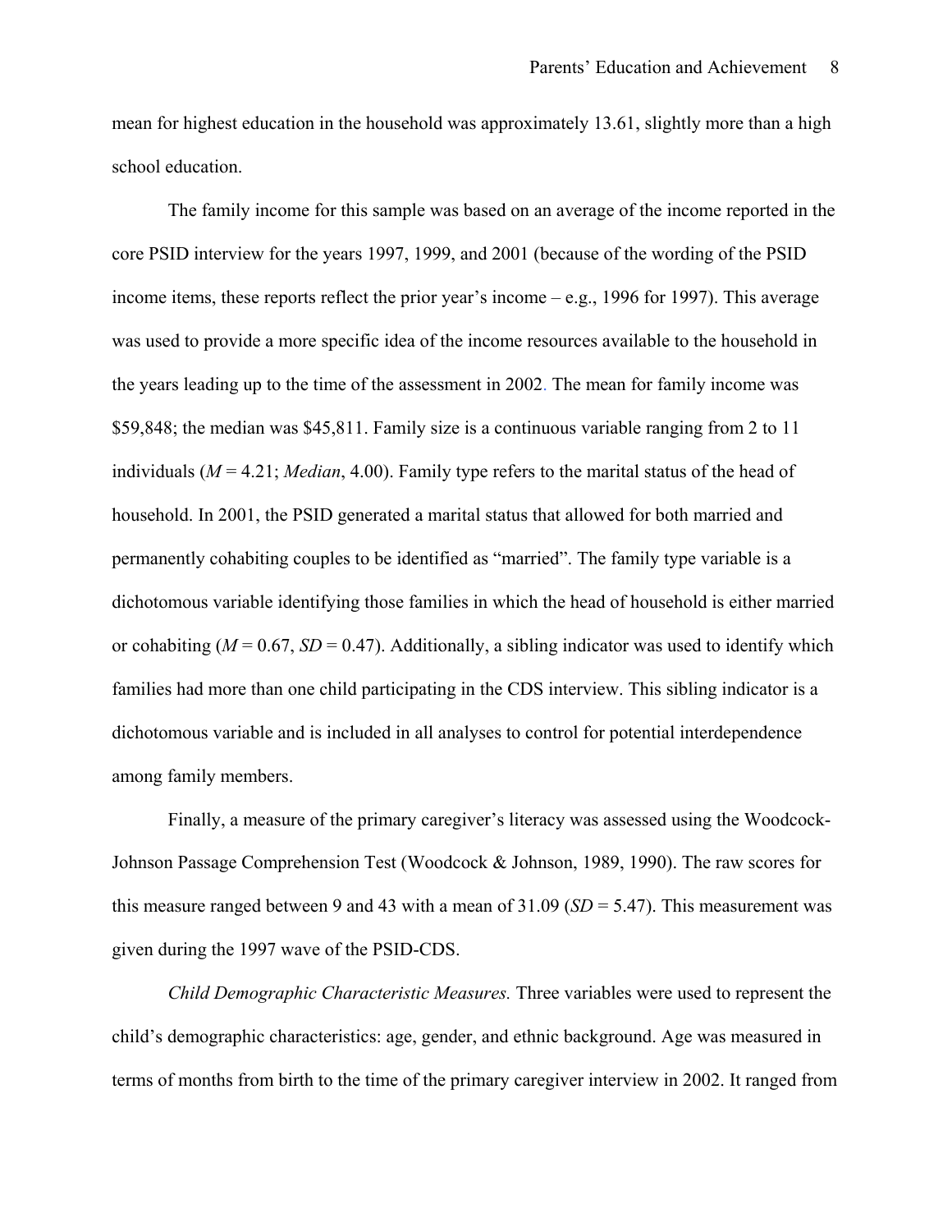mean for highest education in the household was approximately 13.61, slightly more than a high school education.

The family income for this sample was based on an average of the income reported in the core PSID interview for the years 1997, 1999, and 2001 (because of the wording of the PSID income items, these reports reflect the prior year's income – e.g., 1996 for 1997). This average was used to provide a more specific idea of the income resources available to the household in the years leading up to the time of the assessment in 2002. The mean for family income was $59,848; the median was $45,811. Family size is a continuous variable ranging from 2 to 11 individuals (*M* = 4.21; *Median*, 4.00). Family type refers to the marital status of the head of household. In 2001, the PSID generated a marital status that allowed for both married and permanently cohabiting couples to be identified as "married". The family type variable is a dichotomous variable identifying those families in which the head of household is either married or cohabiting (*M* = 0.67, *SD* = 0.47). Additionally, a sibling indicator was used to identify which families had more than one child participating in the CDS interview. This sibling indicator is a dichotomous variable and is included in all analyses to control for potential interdependence among family members.

Finally, a measure of the primary caregiver's literacy was assessed using the Woodcock-Johnson Passage Comprehension Test (Woodcock & Johnson, 1989, 1990). The raw scores for this measure ranged between 9 and 43 with a mean of 31.09 (*SD* = 5.47). This measurement was given during the 1997 wave of the PSID-CDS.

*Child Demographic Characteristic Measures.* Three variables were used to represent the child's demographic characteristics: age, gender, and ethnic background. Age was measured in terms of months from birth to the time of the primary caregiver interview in 2002. It ranged from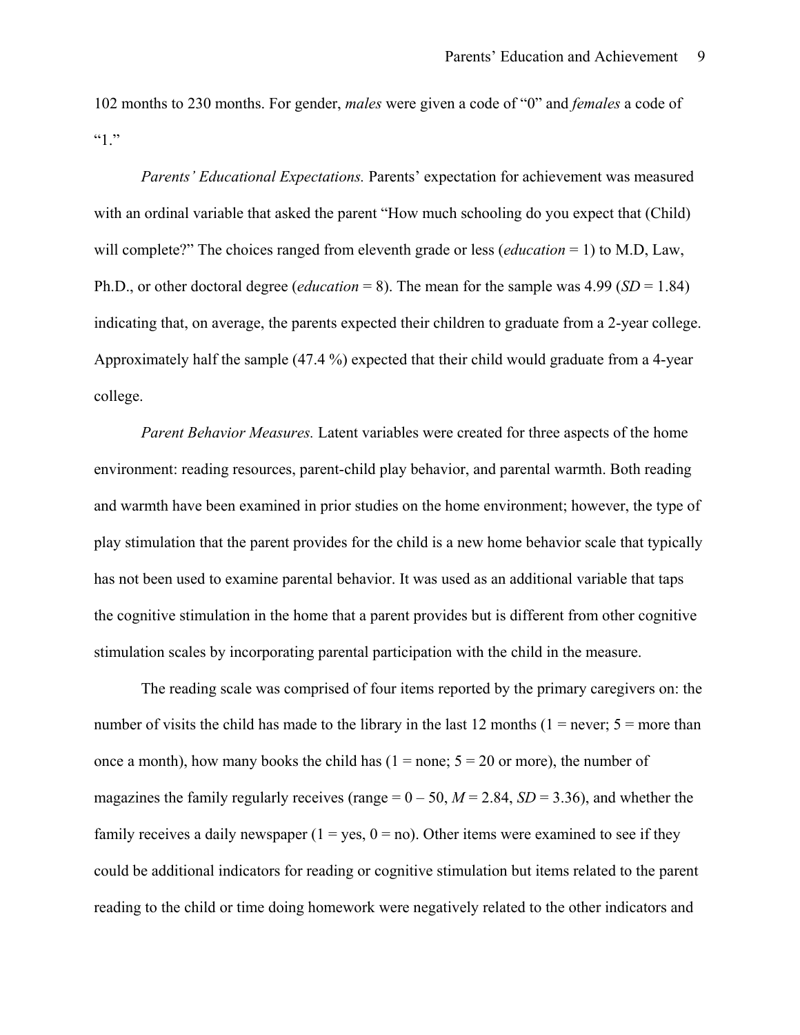102 months to 230 months. For gender, *males* were given a code of "0" and *females* a code of "1."

*Parents' Educational Expectations.* Parents' expectation for achievement was measured with an ordinal variable that asked the parent "How much schooling do you expect that (Child) will complete?" The choices ranged from eleventh grade or less (*education* = 1) to M.D, Law, Ph.D., or other doctoral degree (*education* = 8). The mean for the sample was 4.99 (*SD* = 1.84) indicating that, on average, the parents expected their children to graduate from a 2-year college. Approximately half the sample (47.4 %) expected that their child would graduate from a 4-year college.

*Parent Behavior Measures.* Latent variables were created for three aspects of the home environment: reading resources, parent-child play behavior, and parental warmth. Both reading and warmth have been examined in prior studies on the home environment; however, the type of play stimulation that the parent provides for the child is a new home behavior scale that typically has not been used to examine parental behavior. It was used as an additional variable that taps the cognitive stimulation in the home that a parent provides but is different from other cognitive stimulation scales by incorporating parental participation with the child in the measure.

The reading scale was comprised of four items reported by the primary caregivers on: the number of visits the child has made to the library in the last 12 months (1 = never; 5 = more than once a month), how many books the child has (1 = none; 5 = 20 or more), the number of magazines the family regularly receives (range = 0 – 50, *M* = 2.84, *SD* = 3.36), and whether the family receives a daily newspaper (1 = yes, 0 = no). Other items were examined to see if they could be additional indicators for reading or cognitive stimulation but items related to the parent reading to the child or time doing homework were negatively related to the other indicators and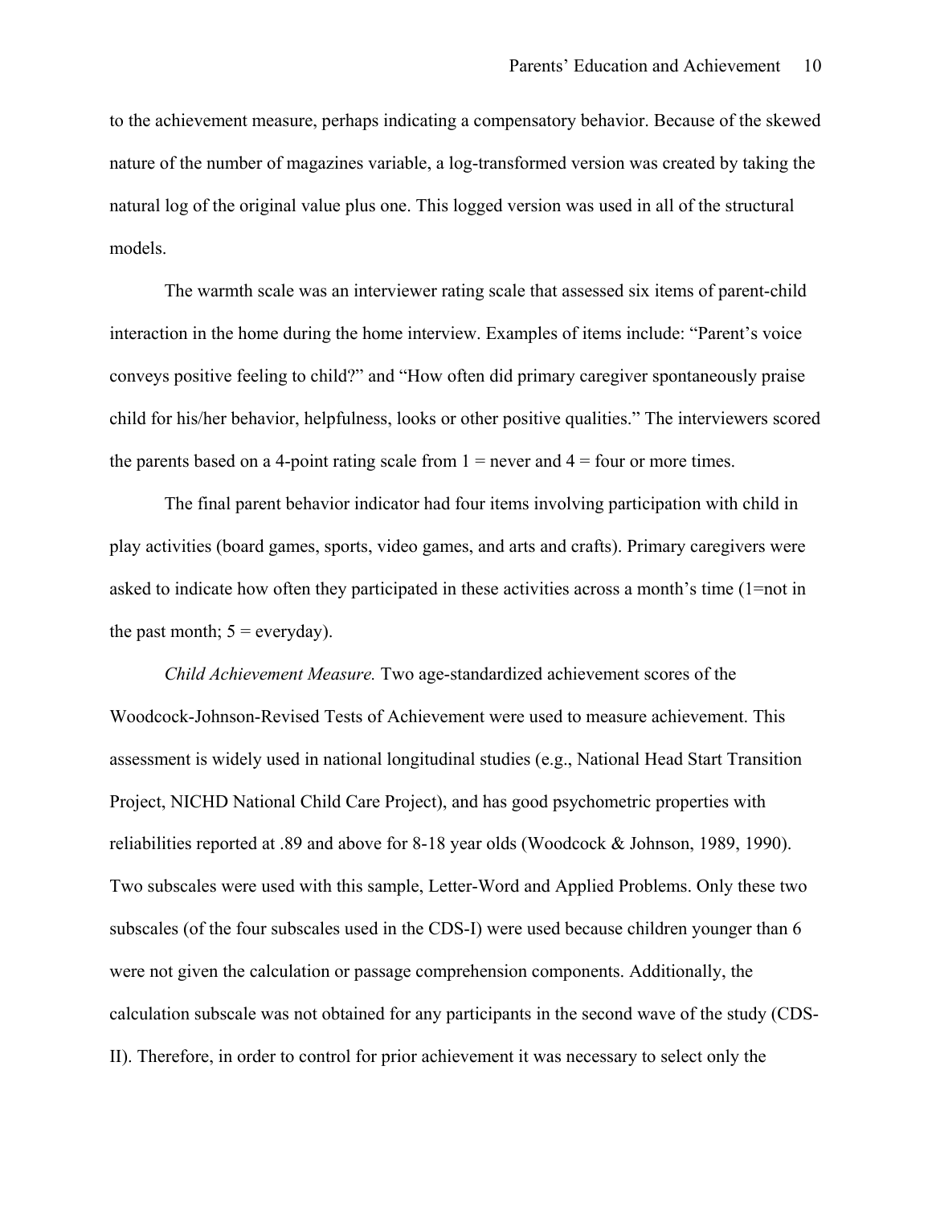to the achievement measure, perhaps indicating a compensatory behavior. Because of the skewed nature of the number of magazines variable, a log-transformed version was created by taking the natural log of the original value plus one. This logged version was used in all of the structural models.

The warmth scale was an interviewer rating scale that assessed six items of parent-child interaction in the home during the home interview. Examples of items include: "Parent's voice conveys positive feeling to child?" and "How often did primary caregiver spontaneously praise child for his/her behavior, helpfulness, looks or other positive qualities." The interviewers scored the parents based on a 4-point rating scale from 1 = never and 4 = four or more times.

The final parent behavior indicator had four items involving participation with child in play activities (board games, sports, video games, and arts and crafts). Primary caregivers were asked to indicate how often they participated in these activities across a month's time (1=not in the past month; 5 = everyday).

*Child Achievement Measure.* Two age-standardized achievement scores of the Woodcock-Johnson-Revised Tests of Achievement were used to measure achievement. This assessment is widely used in national longitudinal studies (e.g., National Head Start Transition Project, NICHD National Child Care Project), and has good psychometric properties with reliabilities reported at .89 and above for 8-18 year olds (Woodcock & Johnson, 1989, 1990). Two subscales were used with this sample, Letter-Word and Applied Problems. Only these two subscales (of the four subscales used in the CDS-I) were used because children younger than 6 were not given the calculation or passage comprehension components. Additionally, the calculation subscale was not obtained for any participants in the second wave of the study (CDS-II). Therefore, in order to control for prior achievement it was necessary to select only the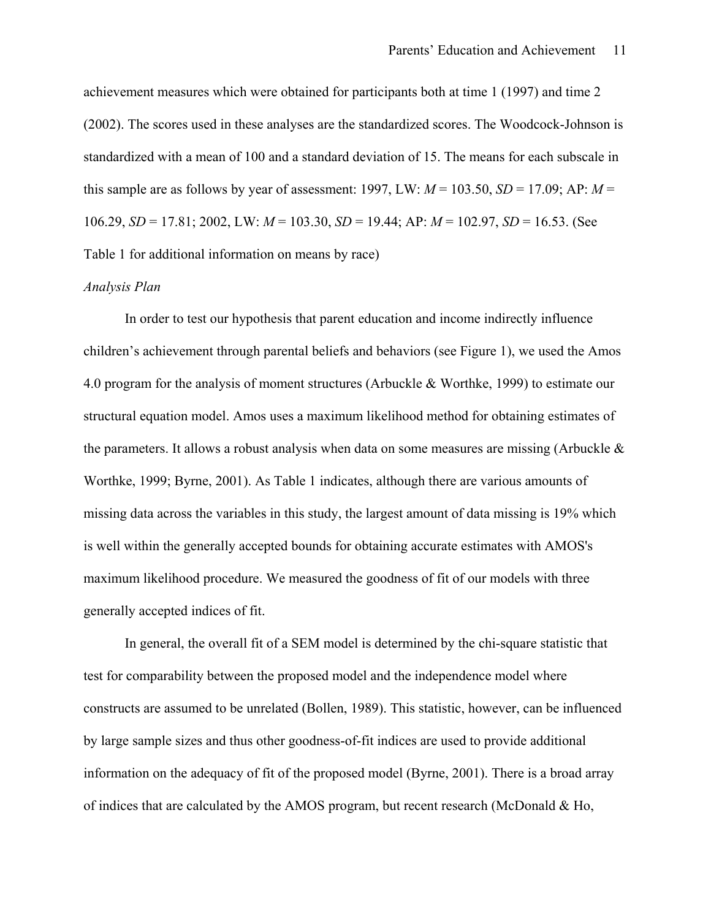achievement measures which were obtained for participants both at time 1 (1997) and time 2 (2002). The scores used in these analyses are the standardized scores. The Woodcock-Johnson is standardized with a mean of 100 and a standard deviation of 15. The means for each subscale in this sample are as follows by year of assessment: 1997, LW: $M$ = 103.50, $SD$ = 17.09; AP: $M$ = 106.29, $SD$ = 17.81; 2002, LW: $M$ = 103.30, $SD$ = 19.44; AP: $M$ = 102.97, $SD$ = 16.53. (See Table 1 for additional information on means by race)

*Analysis Plan*

In order to test our hypothesis that parent education and income indirectly influence children's achievement through parental beliefs and behaviors (see Figure 1), we used the Amos 4.0 program for the analysis of moment structures (Arbuckle & Worthke, 1999) to estimate our structural equation model. Amos uses a maximum likelihood method for obtaining estimates of the parameters. It allows a robust analysis when data on some measures are missing (Arbuckle & Worthke, 1999; Byrne, 2001). As Table 1 indicates, although there are various amounts of missing data across the variables in this study, the largest amount of data missing is 19% which is well within the generally accepted bounds for obtaining accurate estimates with AMOS's maximum likelihood procedure. We measured the goodness of fit of our models with three generally accepted indices of fit.

In general, the overall fit of a SEM model is determined by the chi-square statistic that test for comparability between the proposed model and the independence model where constructs are assumed to be unrelated (Bollen, 1989). This statistic, however, can be influenced by large sample sizes and thus other goodness-of-fit indices are used to provide additional information on the adequacy of fit of the proposed model (Byrne, 2001). There is a broad array of indices that are calculated by the AMOS program, but recent research (McDonald & Ho,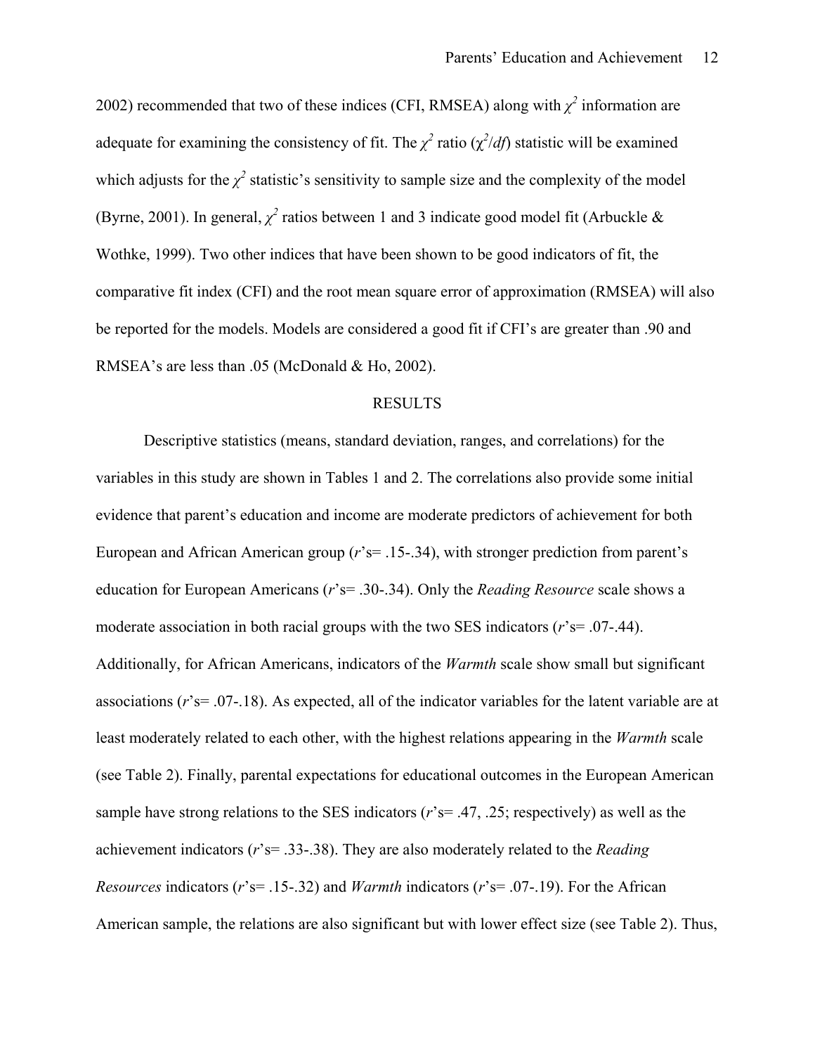2002) recommended that two of these indices (CFI, RMSEA) along with $\chi^2$ information are adequate for examining the consistency of fit. The $\chi^2$ ratio ($\chi^2/df$) statistic will be examined which adjusts for the $\chi^2$ statistic's sensitivity to sample size and the complexity of the model (Byrne, 2001). In general, $\chi^2$ ratios between 1 and 3 indicate good model fit (Arbuckle & Wothke, 1999). Two other indices that have been shown to be good indicators of fit, the comparative fit index (CFI) and the root mean square error of approximation (RMSEA) will also be reported for the models. Models are considered a good fit if CFI's are greater than .90 and RMSEA's are less than .05 (McDonald & Ho, 2002).

## RESULTS

Descriptive statistics (means, standard deviation, ranges, and correlations) for the variables in this study are shown in Tables 1 and 2. The correlations also provide some initial evidence that parent's education and income are moderate predictors of achievement for both European and African American group (*r*'s= .15-.34), with stronger prediction from parent's education for European Americans (*r*'s= .30-.34). Only the *Reading Resource* scale shows a moderate association in both racial groups with the two SES indicators (*r*'s= .07-.44). Additionally, for African Americans, indicators of the *Warmth* scale show small but significant associations (*r*'s= .07-.18). As expected, all of the indicator variables for the latent variable are at least moderately related to each other, with the highest relations appearing in the *Warmth* scale (see Table 2). Finally, parental expectations for educational outcomes in the European American sample have strong relations to the SES indicators (*r*'s= .47, .25; respectively) as well as the achievement indicators (*r*'s= .33-.38). They are also moderately related to the *Reading Resources* indicators (*r*'s= .15-.32) and *Warmth* indicators (*r*'s= .07-.19). For the African American sample, the relations are also significant but with lower effect size (see Table 2). Thus,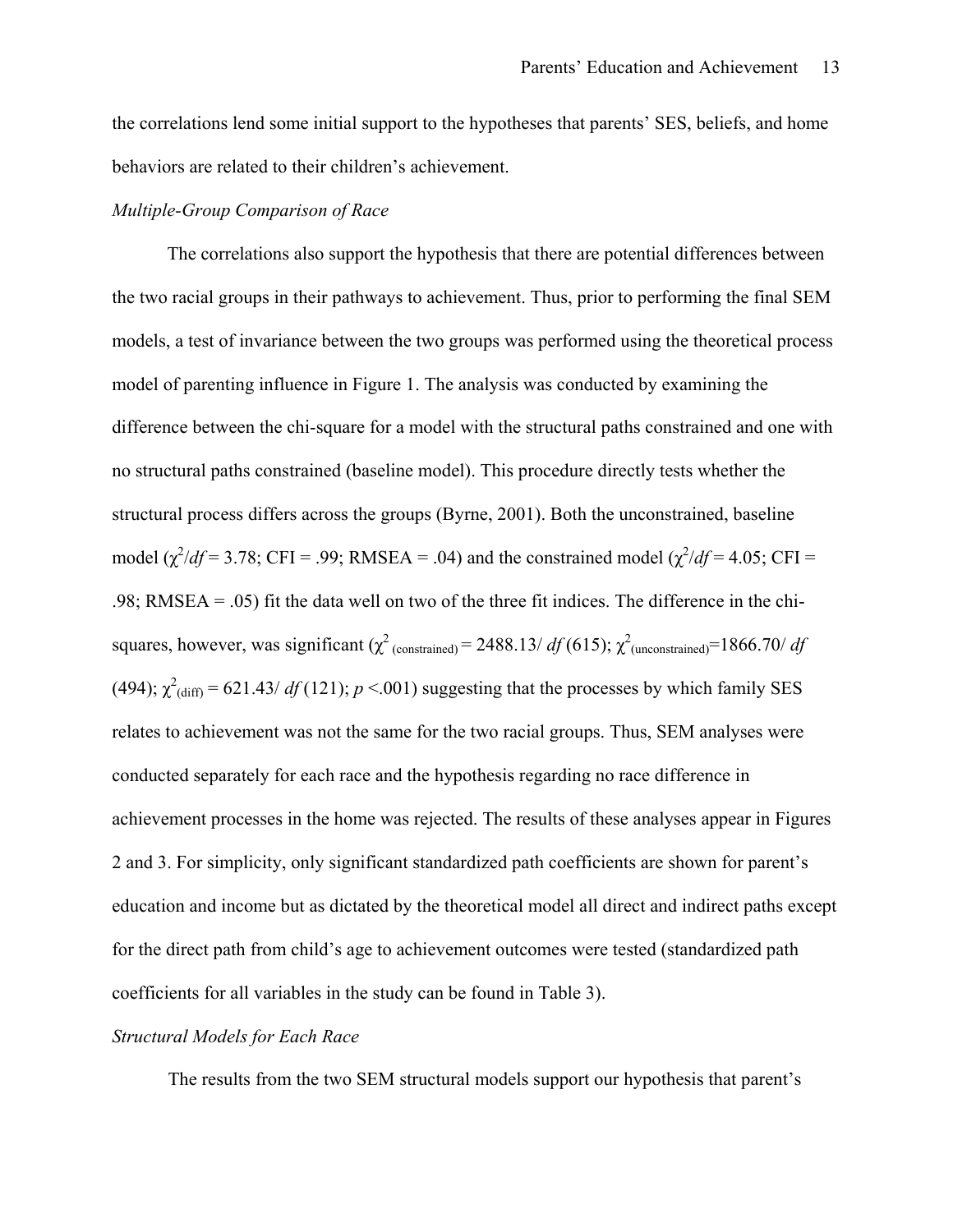the correlations lend some initial support to the hypotheses that parents' SES, beliefs, and home behaviors are related to their children's achievement.

*Multiple-Group Comparison of Race*

The correlations also support the hypothesis that there are potential differences between the two racial groups in their pathways to achievement. Thus, prior to performing the final SEM models, a test of invariance between the two groups was performed using the theoretical process model of parenting influence in Figure 1. The analysis was conducted by examining the difference between the chi-square for a model with the structural paths constrained and one with no structural paths constrained (baseline model). This procedure directly tests whether the structural process differs across the groups (Byrne, 2001). Both the unconstrained, baseline model ($\chi^2/df$ = 3.78; CFI = .99; RMSEA = .04) and the constrained model ($\chi^2/df$ = 4.05; CFI = .98; RMSEA = .05) fit the data well on two of the three fit indices. The difference in the chi-squares, however, was significant ($\chi^2_{\text{(constrained)}}$ = 2488.13/ *df* (615); $\chi^2_{\text{(unconstrained)}}$=1866.70/ *df* (494); $\chi^2_{\text{(diff)}}$ = 621.43/ *df* (121); $p$ <.001) suggesting that the processes by which family SES relates to achievement was not the same for the two racial groups. Thus, SEM analyses were conducted separately for each race and the hypothesis regarding no race difference in achievement processes in the home was rejected. The results of these analyses appear in Figures 2 and 3. For simplicity, only significant standardized path coefficients are shown for parent's education and income but as dictated by the theoretical model all direct and indirect paths except for the direct path from child's age to achievement outcomes were tested (standardized path coefficients for all variables in the study can be found in Table 3).

*Structural Models for Each Race*

The results from the two SEM structural models support our hypothesis that parent's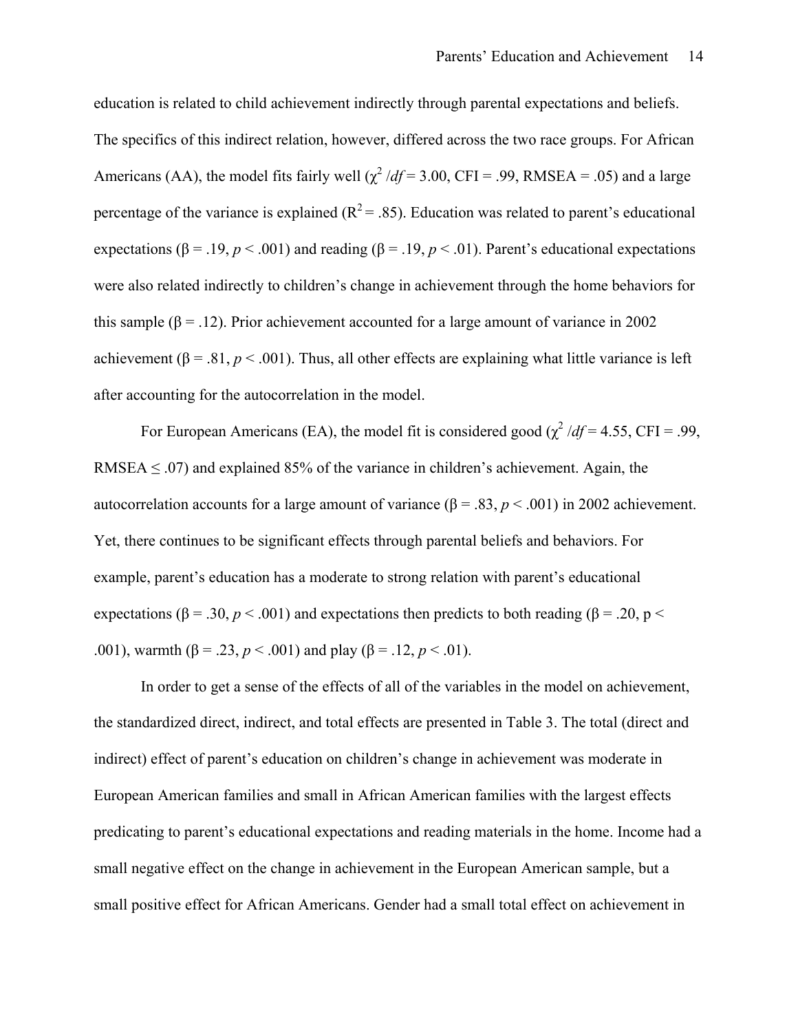education is related to child achievement indirectly through parental expectations and beliefs. The specifics of this indirect relation, however, differed across the two race groups. For African Americans (AA), the model fits fairly well ($\chi^2$ /*df* = 3.00, CFI = .99, RMSEA = .05) and a large percentage of the variance is explained ($R^2$ = .85). Education was related to parent's educational expectations ($\beta$ = .19, $p$ < .001) and reading ($\beta$ = .19, $p$ < .01). Parent's educational expectations were also related indirectly to children's change in achievement through the home behaviors for this sample ($\beta$ = .12). Prior achievement accounted for a large amount of variance in 2002 achievement ($\beta$ = .81, $p$ < .001). Thus, all other effects are explaining what little variance is left after accounting for the autocorrelation in the model.

For European Americans (EA), the model fit is considered good ($\chi^2$ /*df* = 4.55, CFI = .99, RMSEA ≤ .07) and explained 85% of the variance in children's achievement. Again, the autocorrelation accounts for a large amount of variance ($\beta$ = .83, $p$ < .001) in 2002 achievement. Yet, there continues to be significant effects through parental beliefs and behaviors. For example, parent's education has a moderate to strong relation with parent's educational expectations ($\beta$ = .30, $p$ < .001) and expectations then predicts to both reading ($\beta$ = .20, p < .001), warmth ($\beta$ = .23, $p$ < .001) and play ($\beta$ = .12, $p$ < .01).

In order to get a sense of the effects of all of the variables in the model on achievement, the standardized direct, indirect, and total effects are presented in Table 3. The total (direct and indirect) effect of parent's education on children's change in achievement was moderate in European American families and small in African American families with the largest effects predicating to parent's educational expectations and reading materials in the home. Income had a small negative effect on the change in achievement in the European American sample, but a small positive effect for African Americans. Gender had a small total effect on achievement in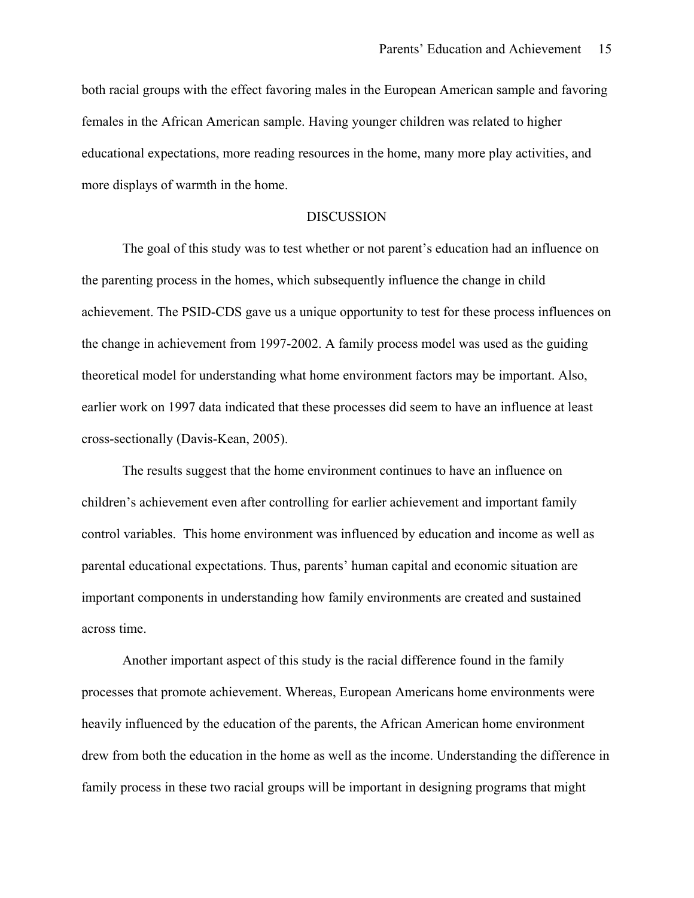both racial groups with the effect favoring males in the European American sample and favoring females in the African American sample. Having younger children was related to higher educational expectations, more reading resources in the home, many more play activities, and more displays of warmth in the home.

## DISCUSSION

The goal of this study was to test whether or not parent's education had an influence on the parenting process in the homes, which subsequently influence the change in child achievement. The PSID-CDS gave us a unique opportunity to test for these process influences on the change in achievement from 1997-2002. A family process model was used as the guiding theoretical model for understanding what home environment factors may be important. Also, earlier work on 1997 data indicated that these processes did seem to have an influence at least cross-sectionally (Davis-Kean, 2005).

The results suggest that the home environment continues to have an influence on children's achievement even after controlling for earlier achievement and important family control variables. This home environment was influenced by education and income as well as parental educational expectations. Thus, parents' human capital and economic situation are important components in understanding how family environments are created and sustained across time.

Another important aspect of this study is the racial difference found in the family processes that promote achievement. Whereas, European Americans home environments were heavily influenced by the education of the parents, the African American home environment drew from both the education in the home as well as the income. Understanding the difference in family process in these two racial groups will be important in designing programs that might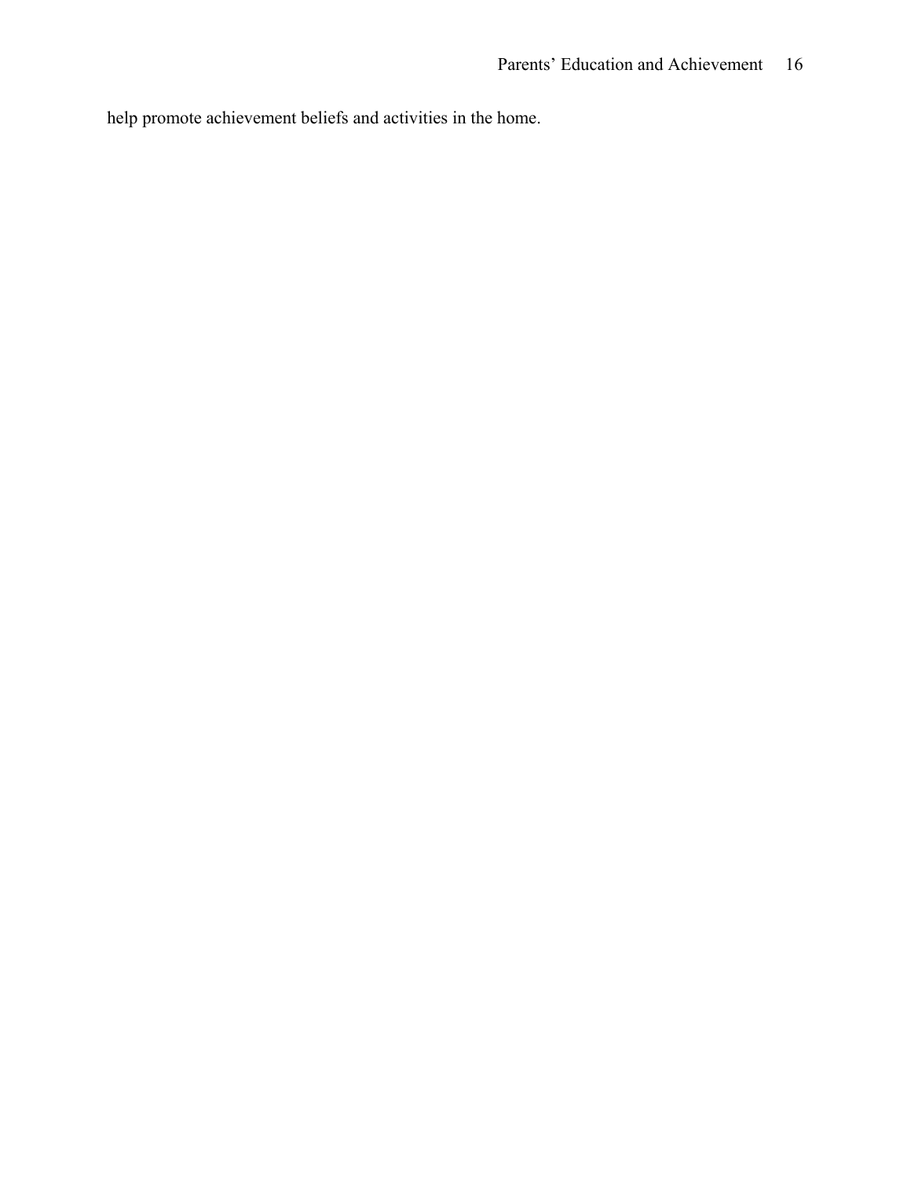help promote achievement beliefs and activities in the home.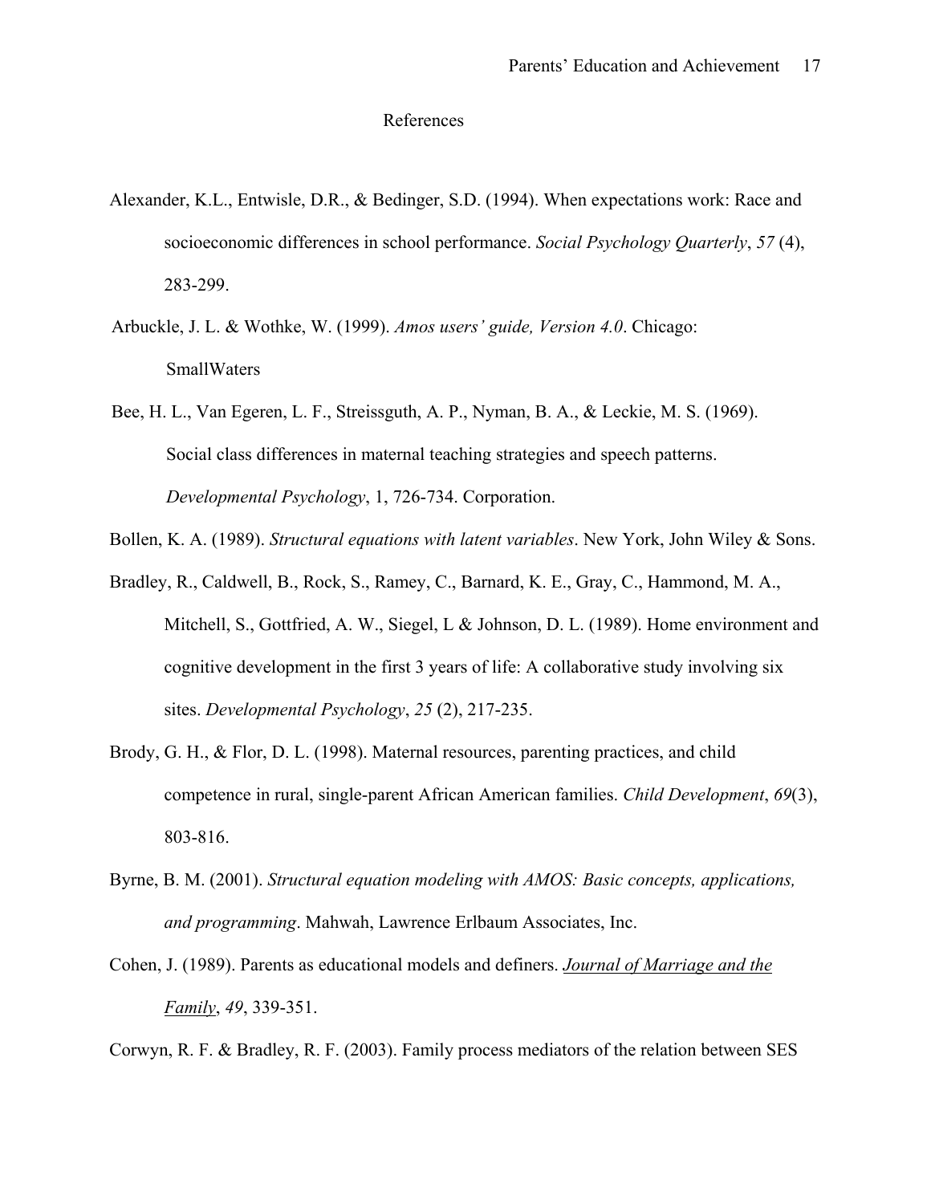# References

Alexander, K.L., Entwisle, D.R., & Bedinger, S.D. (1994). When expectations work: Race and socioeconomic differences in school performance. *Social Psychology Quarterly*, *57* (4), 283-299.

Arbuckle, J. L. & Wothke, W. (1999). *Amos users' guide, Version 4.0*. Chicago: SmallWaters

Bee, H. L., Van Egeren, L. F., Streissguth, A. P., Nyman, B. A., & Leckie, M. S. (1969). Social class differences in maternal teaching strategies and speech patterns. *Developmental Psychology*, 1, 726-734. Corporation.

Bollen, K. A. (1989). *Structural equations with latent variables*. New York, John Wiley & Sons.

Bradley, R., Caldwell, B., Rock, S., Ramey, C., Barnard, K. E., Gray, C., Hammond, M. A., Mitchell, S., Gottfried, A. W., Siegel, L & Johnson, D. L. (1989). Home environment and cognitive development in the first 3 years of life: A collaborative study involving six sites. *Developmental Psychology*, *25* (2), 217-235.

Brody, G. H., & Flor, D. L. (1998). Maternal resources, parenting practices, and child competence in rural, single-parent African American families. *Child Development*, *69*(3), 803-816.

Byrne, B. M. (2001). *Structural equation modeling with AMOS: Basic concepts, applications, and programming*. Mahwah, Lawrence Erlbaum Associates, Inc.

Cohen, J. (1989). Parents as educational models and definers. *Journal of Marriage and the Family*, *49*, 339-351.

Corwyn, R. F. & Bradley, R. F. (2003). Family process mediators of the relation between SES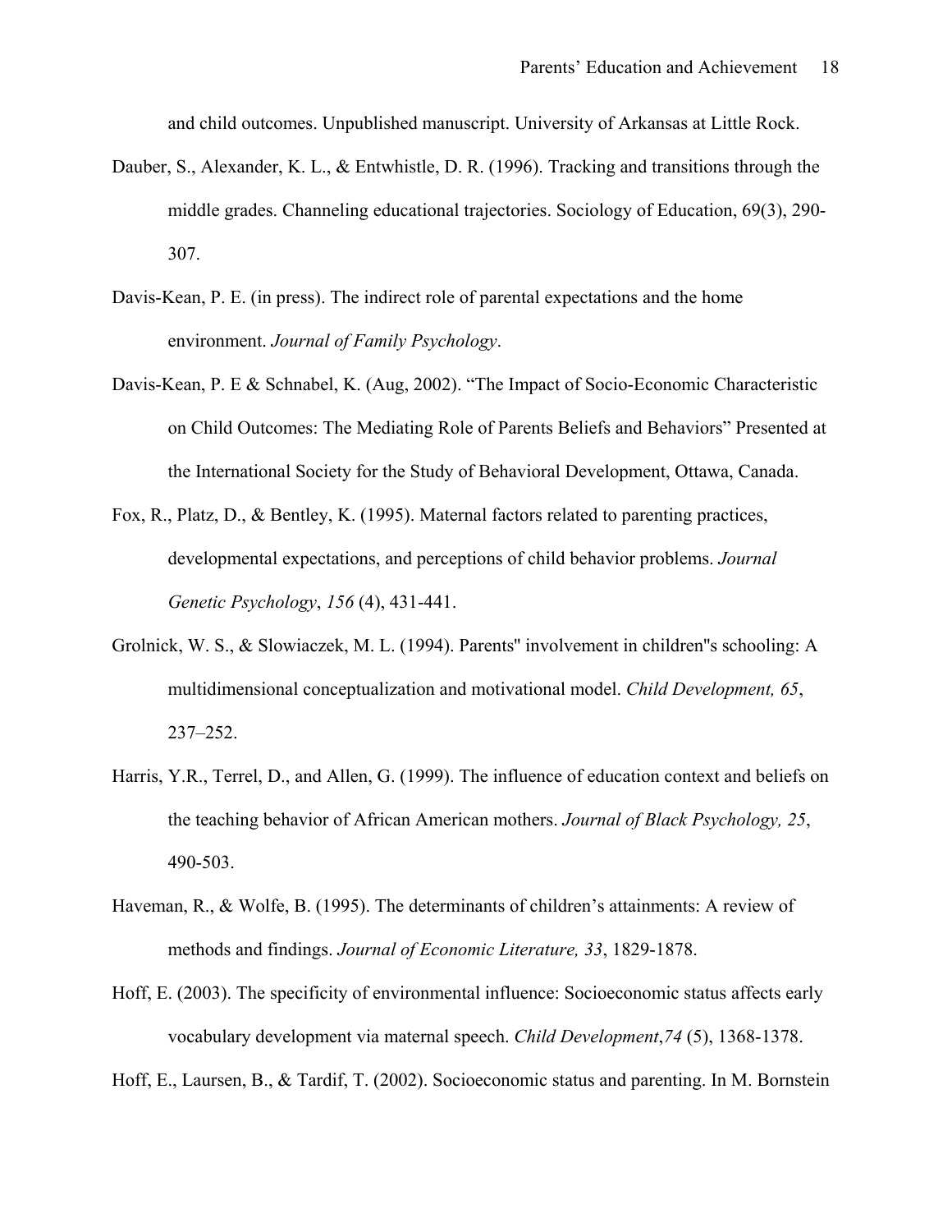and child outcomes. Unpublished manuscript. University of Arkansas at Little Rock.

Dauber, S., Alexander, K. L., & Entwhistle, D. R. (1996). Tracking and transitions through the middle grades. Channeling educational trajectories. Sociology of Education, 69(3), 290-307.

Davis-Kean, P. E. (in press). The indirect role of parental expectations and the home environment. *Journal of Family Psychology*.

Davis-Kean, P. E & Schnabel, K. (Aug, 2002). "The Impact of Socio-Economic Characteristic on Child Outcomes: The Mediating Role of Parents Beliefs and Behaviors" Presented at the International Society for the Study of Behavioral Development, Ottawa, Canada.

Fox, R., Platz, D., & Bentley, K. (1995). Maternal factors related to parenting practices, developmental expectations, and perceptions of child behavior problems. *Journal Genetic Psychology*, *156* (4), 431-441.

Grolnick, W. S., & Slowiaczek, M. L. (1994). Parents'' involvement in children''s schooling: A multidimensional conceptualization and motivational model. *Child Development, 65*, 237–252.

Harris, Y.R., Terrel, D., and Allen, G. (1999). The influence of education context and beliefs on the teaching behavior of African American mothers. *Journal of Black Psychology, 25*, 490-503.

Haveman, R., & Wolfe, B. (1995). The determinants of children's attainments: A review of methods and findings. *Journal of Economic Literature, 33*, 1829-1878.

Hoff, E. (2003). The specificity of environmental influence: Socioeconomic status affects early vocabulary development via maternal speech. *Child Development*,*74* (5), 1368-1378.

Hoff, E., Laursen, B., & Tardif, T. (2002). Socioeconomic status and parenting. In M. Bornstein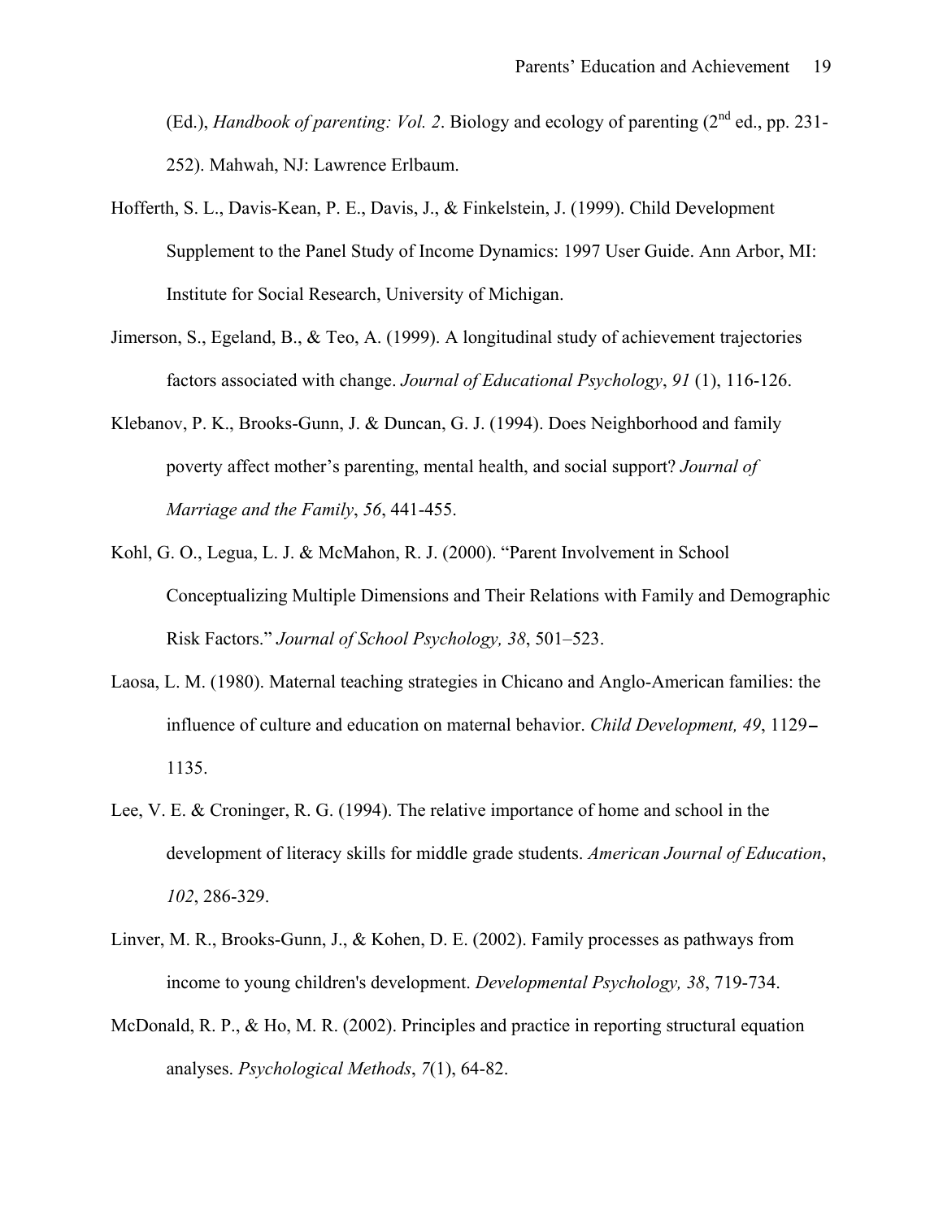(Ed.), *Handbook of parenting: Vol. 2*. Biology and ecology of parenting (2nd ed., pp. 231-252). Mahwah, NJ: Lawrence Erlbaum.

Hofferth, S. L., Davis-Kean, P. E., Davis, J., & Finkelstein, J. (1999). Child Development Supplement to the Panel Study of Income Dynamics: 1997 User Guide. Ann Arbor, MI: Institute for Social Research, University of Michigan.

Jimerson, S., Egeland, B., & Teo, A. (1999). A longitudinal study of achievement trajectories factors associated with change. *Journal of Educational Psychology*, *91* (1), 116-126.

Klebanov, P. K., Brooks-Gunn, J. & Duncan, G. J. (1994). Does Neighborhood and family poverty affect mother's parenting, mental health, and social support? *Journal of Marriage and the Family*, *56*, 441-455.

Kohl, G. O., Legua, L. J. & McMahon, R. J. (2000). "Parent Involvement in School Conceptualizing Multiple Dimensions and Their Relations with Family and Demographic Risk Factors." *Journal of School Psychology, 38*, 501–523.

Laosa, L. M. (1980). Maternal teaching strategies in Chicano and Anglo-American families: the influence of culture and education on maternal behavior. *Child Development, 49*, 1129–1135.

Lee, V. E. & Croninger, R. G. (1994). The relative importance of home and school in the development of literacy skills for middle grade students. *American Journal of Education*, *102*, 286-329.

Linver, M. R., Brooks-Gunn, J., & Kohen, D. E. (2002). Family processes as pathways from income to young children's development. *Developmental Psychology, 38*, 719-734.

McDonald, R. P., & Ho, M. R. (2002). Principles and practice in reporting structural equation analyses. *Psychological Methods*, *7*(1), 64-82.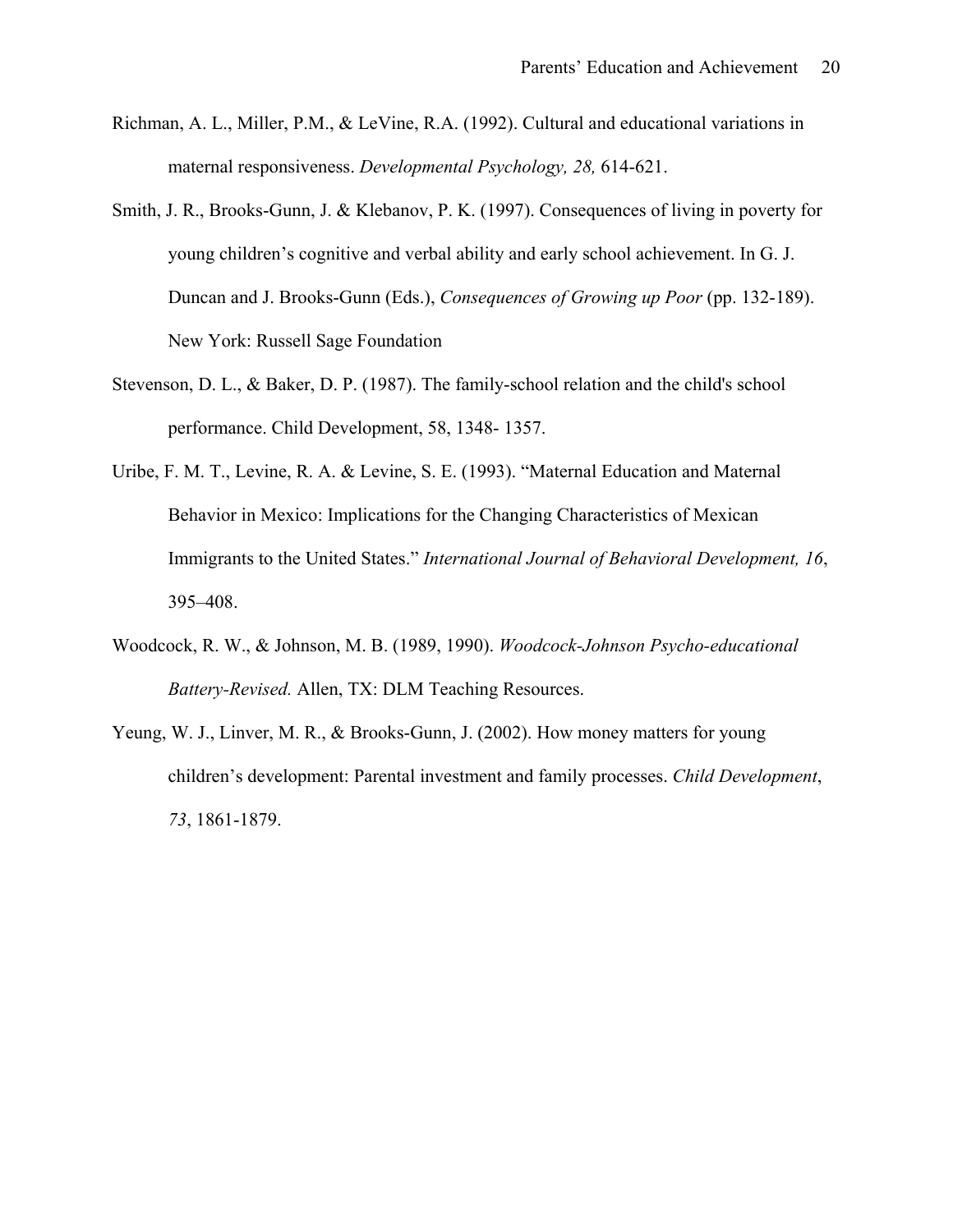Richman, A. L., Miller, P.M., & LeVine, R.A. (1992). Cultural and educational variations in maternal responsiveness. *Developmental Psychology, 28,* 614-621.

Smith, J. R., Brooks-Gunn, J. & Klebanov, P. K. (1997). Consequences of living in poverty for young children's cognitive and verbal ability and early school achievement. In G. J. Duncan and J. Brooks-Gunn (Eds.), *Consequences of Growing up Poor* (pp. 132-189). New York: Russell Sage Foundation

Stevenson, D. L., & Baker, D. P. (1987). The family-school relation and the child's school performance. Child Development, 58, 1348- 1357.

Uribe, F. M. T., Levine, R. A. & Levine, S. E. (1993). "Maternal Education and Maternal Behavior in Mexico: Implications for the Changing Characteristics of Mexican Immigrants to the United States." *International Journal of Behavioral Development, 16*, 395–408.

Woodcock, R. W., & Johnson, M. B. (1989, 1990). *Woodcock-Johnson Psycho-educational Battery-Revised.* Allen, TX: DLM Teaching Resources.

Yeung, W. J., Linver, M. R., & Brooks-Gunn, J. (2002). How money matters for young children's development: Parental investment and family processes. *Child Development*, *73*, 1861-1879.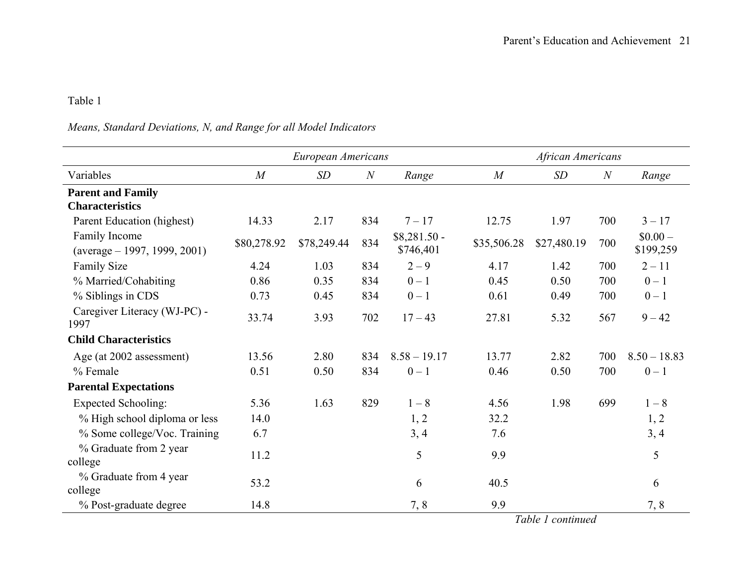Table 1

*Means, Standard Deviations, N, and Range for all Model Indicators*

| | *European Americans* | | | | *African Americans* | | | |
|---|---|---|---|---|---|---|---|---|
| Variables | *M* | *SD* | *N* | *Range* | *M* | *SD* | *N* | *Range* |
| **Parent and Family Characteristics** | | | | | | | | |
| Parent Education (highest) | 14.33 | 2.17 | 834 | 7 – 17 | 12.75 | 1.97 | 700 | 3 – 17 |
| Family Income (average – 1997, 1999, 2001) | $80,278.92 | $78,249.44 | 834 | $8,281.50 - $746,401 | $35,506.28 | $27,480.19 | 700 | $0.00 – $199,259 |
| Family Size | 4.24 | 1.03 | 834 | 2 – 9 | 4.17 | 1.42 | 700 | 2 – 11 |
| % Married/Cohabiting | 0.86 | 0.35 | 834 | 0 – 1 | 0.45 | 0.50 | 700 | 0 – 1 |
| % Siblings in CDS | 0.73 | 0.45 | 834 | 0 – 1 | 0.61 | 0.49 | 700 | 0 – 1 |
| Caregiver Literacy (WJ-PC) - 1997 | 33.74 | 3.93 | 702 | 17 – 43 | 27.81 | 5.32 | 567 | 9 – 42 |
| **Child Characteristics** | | | | | | | | |
| Age (at 2002 assessment) | 13.56 | 2.80 | 834 | 8.58 – 19.17 | 13.77 | 2.82 | 700 | 8.50 – 18.83 |
| % Female | 0.51 | 0.50 | 834 | 0 – 1 | 0.46 | 0.50 | 700 | 0 – 1 |
| **Parental Expectations** | | | | | | | | |
| Expected Schooling: | 5.36 | 1.63 | 829 | 1 – 8 | 4.56 | 1.98 | 699 | 1 – 8 |
| % High school diploma or less | 14.0 | | | 1, 2 | 32.2 | | | 1, 2 |
| % Some college/Voc. Training | 6.7 | | | 3, 4 | 7.6 | | | 3, 4 |
| % Graduate from 2 year college | 11.2 | | | 5 | 9.9 | | | 5 |
| % Graduate from 4 year college | 53.2 | | | 6 | 40.5 | | | 6 |
| % Post-graduate degree | 14.8 | | | 7, 8 | 9.9 | | | 7, 8 |

*Table 1 continued*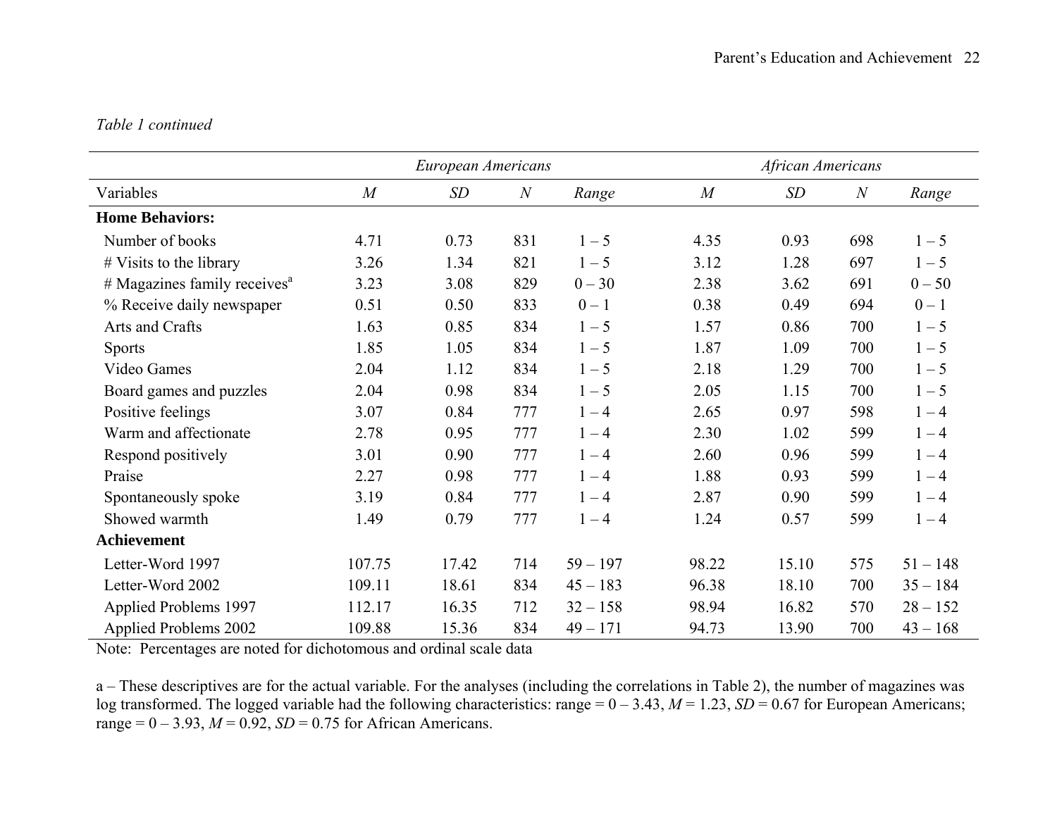*Table 1 continued*

| | *European Americans* | | | | *African Americans* | | | |
|---|---|---|---|---|---|---|---|---|
| Variables | *M* | *SD* | *N* | *Range* | *M* | *SD* | *N* | *Range* |
| **Home Behaviors:** | | | | | | | | |
| Number of books | 4.71 | 0.73 | 831 | 1 – 5 | 4.35 | 0.93 | 698 | 1 – 5 |
| # Visits to the library | 3.26 | 1.34 | 821 | 1 – 5 | 3.12 | 1.28 | 697 | 1 – 5 |
| # Magazines family receives[a] | 3.23 | 3.08 | 829 | 0 – 30 | 2.38 | 3.62 | 691 | 0 – 50 |
| % Receive daily newspaper | 0.51 | 0.50 | 833 | 0 – 1 | 0.38 | 0.49 | 694 | 0 – 1 |
| Arts and Crafts | 1.63 | 0.85 | 834 | 1 – 5 | 1.57 | 0.86 | 700 | 1 – 5 |
| Sports | 1.85 | 1.05 | 834 | 1 – 5 | 1.87 | 1.09 | 700 | 1 – 5 |
| Video Games | 2.04 | 1.12 | 834 | 1 – 5 | 2.18 | 1.29 | 700 | 1 – 5 |
| Board games and puzzles | 2.04 | 0.98 | 834 | 1 – 5 | 2.05 | 1.15 | 700 | 1 – 5 |
| Positive feelings | 3.07 | 0.84 | 777 | 1 – 4 | 2.65 | 0.97 | 598 | 1 – 4 |
| Warm and affectionate | 2.78 | 0.95 | 777 | 1 – 4 | 2.30 | 1.02 | 599 | 1 – 4 |
| Respond positively | 3.01 | 0.90 | 777 | 1 – 4 | 2.60 | 0.96 | 599 | 1 – 4 |
| Praise | 2.27 | 0.98 | 777 | 1 – 4 | 1.88 | 0.93 | 599 | 1 – 4 |
| Spontaneously spoke | 3.19 | 0.84 | 777 | 1 – 4 | 2.87 | 0.90 | 599 | 1 – 4 |
| Showed warmth | 1.49 | 0.79 | 777 | 1 – 4 | 1.24 | 0.57 | 599 | 1 – 4 |
| **Achievement** | | | | | | | | |
| Letter-Word 1997 | 107.75 | 17.42 | 714 | 59 – 197 | 98.22 | 15.10 | 575 | 51 – 148 |
| Letter-Word 2002 | 109.11 | 18.61 | 834 | 45 – 183 | 96.38 | 18.10 | 700 | 35 – 184 |
| Applied Problems 1997 | 112.17 | 16.35 | 712 | 32 – 158 | 98.94 | 16.82 | 570 | 28 – 152 |
| Applied Problems 2002 | 109.88 | 15.36 | 834 | 49 – 171 | 94.73 | 13.90 | 700 | 43 – 168 |

Note: Percentages are noted for dichotomous and ordinal scale data

a – These descriptives are for the actual variable. For the analyses (including the correlations in Table 2), the number of magazines was log transformed. The logged variable had the following characteristics: range = 0 – 3.43, *M* = 1.23, *SD* = 0.67 for European Americans; range = 0 – 3.93, *M* = 0.92, *SD* = 0.75 for African Americans.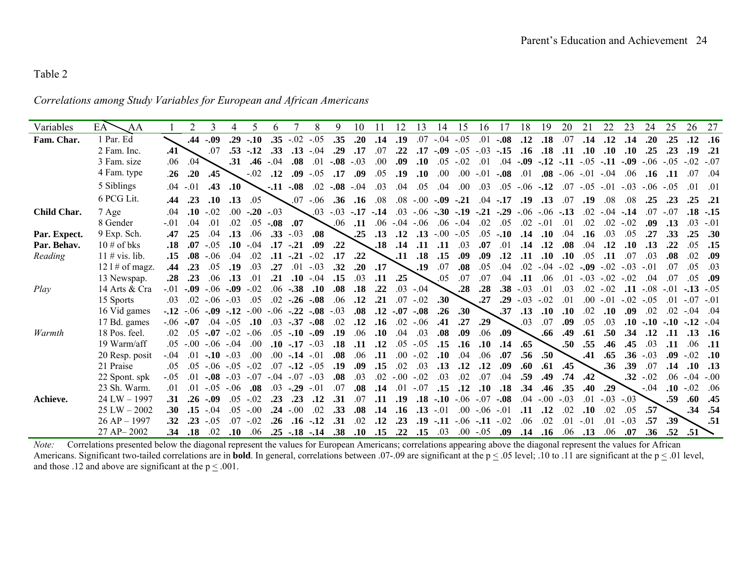Table 2

*Correlations among Study Variables for European and African Americans*

| Variables | EA \ AA | 1 | 2 | 3 | 4 | 5 | 6 | 7 | 8 | 9 | 10 | 11 | 12 | 13 | 14 | 15 | 16 | 17 | 18 | 19 | 20 | 21 | 22 | 23 | 24 | 25 | 26 | 27 |
|---|---|---|---|---|---|---|---|---|---|---|---|---|---|---|---|---|---|---|---|---|---|---|---|---|---|---|---|---|
| **Fam. Char.** | 1 Par. Ed | | **.44** | **-.09** | **.29** | **-.10** | **.35** | -.02 | -.05 | **.35** | **.20** | **.14** | **.19** | .07 | -.04 | -.05 | .01 | **-.08** | **.12** | **.18** | .07 | **.14** | **.12** | **.14** | **.20** | **.25** | **.12** | **.16** |
| | 2 Fam. Inc. | **.41** | | .07 | **.53** | **-.12** | **.33** | **.13** | -.04 | **.29** | **.17** | .07 | **.22** | **.17** | **-.09** | -.05 | -.03 | **-.15** | **.16** | **.18** | **.11** | **.10** | **.10** | **.10** | **.25** | **.23** | **.19** | **.21** |
| | 3 Fam. size | .06 | .04 | | **.31** | **.46** | -.04 | **.08** | .01 | **-.08** | -.03 | .00 | **.09** | **.10** | .05 | -.02 | .01 | .04 | **-.09** | **-.12** | **-.11** | -.05 | **-.11** | **-.09** | -.06 | -.05 | -.02 | -.07 |
| | 4 Fam. type | **.26** | **.20** | **.45** | | -.02 | **.12** | **.09** | -.05 | **.17** | **.09** | .05 | **.19** | **.10** | .00 | .00 | -.01 | **-.08** | .01 | **.08** | -.06 | -.01 | -.04 | .06 | **.16** | **.11** | .07 | .04 |
| | 5 Siblings | .04 | -.01 | **.43** | **.10** | | **-.11** | **-.08** | .02 | **-.08** | -.04 | .03 | .04 | .05 | .04 | .00 | .03 | .05 | -.06 | **-.12** | .07 | -.05 | -.01 | -.03 | -.06 | -.05 | .01 | .01 |
| | 6 PCG Lit. | **.44** | **.23** | **.10** | **.13** | .05 | | .07 | -.06 | **.36** | **.16** | .08 | .08 | -.00 | **-.09** | **-.21** | .04 | **-.17** | **.19** | **.13** | .07 | **.19** | .08 | .08 | **.25** | **.23** | **.25** | **.21** |
| **Child Char.** | 7 Age | .04 | **.10** | -.02 | .00 | **-.20** | -.03 | | .03 | -.03 | **-.17** | **-.14** | .03 | -.06 | **-.30** | **-.19** | **-.21** | **-.29** | -.06 | -.06 | **-.13** | .02 | -.04 | **-.14** | .07 | -.07 | **.18** | **-.15** |
| | 8 Gender | -.01 | .04 | .01 | .02 | .05 | **-.08** | **.07** | | .06 | **.11** | .06 | -.04 | -.06 | .06 | -.04 | .02 | .05 | .02 | -.01 | .01 | .02 | .02 | -.02 | **.09** | **.13** | .03 | -.01 |
| **Par. Expect.** | 9 Exp. Sch. | **.47** | **.25** | .04 | **.13** | .06 | **.33** | -.03 | **.08** | | **.25** | **.13** | **.12** | **.13** | -.00 | -.05 | .05 | **-.10** | **.14** | **.10** | .04 | **.16** | .03 | .05 | **.27** | **.33** | **.25** | **.30** |
| **Par. Behav.** | 10 # of bks | **.18** | **.07** | -.05 | **.10** | -.04 | **.17** | **-.21** | **.09** | **.22** | | **.18** | **.14** | **.11** | **.11** | .03 | **.07** | .01 | **.14** | **.12** | **.08** | .04 | **.12** | **.10** | **.13** | **.22** | .05 | **.15** |
| *Reading* | 11 # vis. lib. | **.15** | **.08** | -.06 | .04 | .02 | **.11** | **-.21** | -.02 | **.17** | **.22** | | **.11** | **.18** | **.15** | **.09** | **.09** | **.12** | **.11** | **.10** | **.10** | .05 | **.11** | .07 | .03 | **.08** | .02 | **.09** |
| | 12 l # of magz. | **.44** | **.23** | .05 | **.19** | .03 | **.27** | .01 | -.03 | **.32** | **.20** | **.17** | | **.19** | .07 | **.08** | .05 | .04 | .02 | -.04 | -.02 | **-.09** | -.02 | -.03 | -.01 | .07 | .05 | .03 |
| | 13 Newspap. | **.28** | **.23** | .06 | **.13** | .01 | **.21** | **.10** | -.04 | **.15** | .03 | **.11** | **.25** | | .05 | .07 | .07 | .04 | **.11** | .06 | .01 | -.03 | -.02 | -.02 | .04 | .07 | .05 | **.09** |
| *Play* | 14 Arts & Cra | -.01 | **-.09** | -.06 | **-.09** | -.02 | .06 | **-.38** | **.10** | **.08** | **.18** | **.22** | .03 | -.04 | | **.28** | **.28** | **.38** | -.03 | .01 | .03 | .02 | -.02 | **.11** | -.08 | -.01 | **-.13** | -.05 |
| | 15 Sports | .03 | .02 | -.06 | -.03 | .05 | .02 | **-.26** | **-.08** | .06 | **.12** | **.21** | .07 | -.02 | **.30** | | **.27** | **.29** | -.03 | -.02 | .01 | .00 | -.01 | -.02 | -.05 | .01 | -.07 | -.01 |
| | 16 Vid games | **-.12** | -.06 | **-.09** | **-.12** | -.00 | -.06 | **-.22** | **-.08** | -.03 | **.08** | **.12** | **-.07** | **-.08** | **.26** | **.30** | | **.37** | **.13** | **.10** | **.10** | .02 | **.10** | **.09** | .02 | .02 | -.04 | .04 |
| | 17 Bd. games | -.06 | **-.07** | .04 | -.05 | **.10** | .03 | **-.37** | **-.08** | .02 | **.12** | **.16** | .02 | -.06 | **.41** | **.27** | **.29** | | .03 | .07 | **.09** | .05 | .03 | **.10** | **-.10** | **-.10** | **-.12** | -.04 |
| *Warmth* | 18 Pos. feel. | .02 | .05 | **-.07** | -.02 | -.06 | .05 | **-.10** | **-.09** | **.19** | .06 | **.10** | .04 | .03 | **.08** | **.09** | .06 | **.09** | | **.66** | **.49** | **.61** | **.50** | **.34** | **.12** | **.11** | **.13** | **.16** |
| | 19 Warm/aff | .05 | -.00 | -.06 | -.04 | .00 | **.10** | **-.17** | -.03 | **.18** | **.11** | **.12** | .05 | -.05 | **.15** | **.16** | **.10** | **.14** | **.65** | | **.50** | **.55** | **.46** | **.45** | .03 | **.11** | .06 | **.11** |
| | 20 Resp. posit | -.04 | .01 | **-.10** | -.03 | .00 | .00 | **-.14** | -.01 | **.08** | .06 | **.11** | .00 | -.02 | **.10** | .04 | .06 | **.07** | **.56** | **.50** | | **.41** | **.65** | **.36** | -.03 | **.09** | -.02 | **.10** |
| | 21 Praise | .05 | .05 | -.06 | -.05 | -.02 | .07 | **-.12** | -.05 | **.19** | **.09** | **.15** | .02 | .03 | **.13** | **.12** | **.12** | **.09** | **.60** | **.61** | **.45** | | **.36** | **.39** | .07 | **.14** | **.10** | **.13** |
| | 22 Spont. spk | -.05 | .01 | **-.08** | -.03 | -.07 | -.04 | -.07 | -.03 | **.08** | .03 | .02 | -.00 | -.02 | .03 | .02 | .07 | .04 | **.59** | **.49** | **.74** | **.42** | | **.32** | -.02 | .06 | -.04 | -.00 |
| | 23 Sh. Warm. | .01 | .01 | -.05 | -.06 | **.08** | .03 | **-.29** | -.01 | .07 | **.08** | **.14** | .01 | -.07 | **.15** | **.12** | **.10** | **.18** | **.34** | **.46** | **.35** | **.40** | **.29** | | -.04 | **.10** | -.02 | .06 |
| **Achieve.** | 24 LW – 1997 | **.31** | **.26** | **-.09** | .05 | -.02 | **.23** | **.23** | **.12** | **.31** | .07 | **.11** | **.19** | **.18** | **-.10** | -.06 | -.07 | **-.08** | .04 | -.00 | -.03 | .01 | -.03 | -.03 | | **.59** | **.60** | **.45** |
| | 25 LW – 2002 | **.30** | **.15** | -.04 | .05 | -.00 | **.24** | -.00 | .02 | **.33** | **.08** | **.14** | **.16** | **.13** | -.01 | .00 | -.06 | -.01 | **.11** | **.12** | .02 | **.10** | .02 | .05 | **.57** | | **.34** | **.54** |
| | 26 AP – 1997 | **.32** | **.23** | -.05 | .07 | -.02 | **.26** | **.16** | **-.12** | **.31** | .02 | **.12** | **.23** | **.19** | **-.11** | -.06 | **-.11** | -.02 | .06 | .02 | .01 | -.01 | .01 | -.03 | **.57** | **.39** | | **.51** |
| | 27 AP– 2002 | **.34** | **.18** | .02 | **.10** | .06 | **.25** | **-.18** | **-.14** | **.38** | **.10** | **.15** | **.22** | **.15** | .03 | .00 | -.05 | **.09** | **.14** | **.16** | .06 | **.13** | .06 | **.07** | **.36** | **.52** | **.51** | |

*Note:* Correlations presented below the diagonal represent the values for European Americans; correlations appearing above the diagonal represent the values for African Americans. Significant two-tailed correlations are in **bold**. In general, correlations between .07-.09 are significant at the $p \leq .05$ level; .10 to .11 are significant at the $p \leq .01$ level, and those .12 and above are significant at the $p \leq .001$.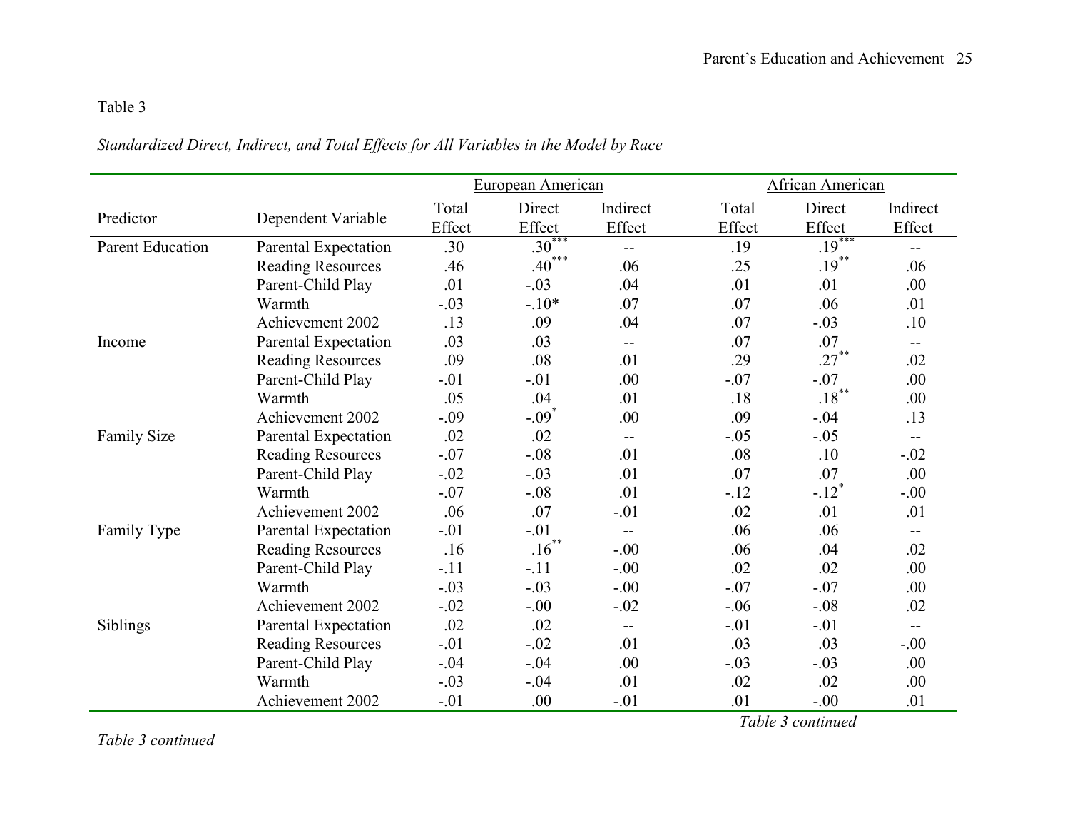Table 3

*Standardized Direct, Indirect, and Total Effects for All Variables in the Model by Race*

| Predictor | Dependent Variable | European American Total Effect | European American Direct Effect | European American Indirect Effect | African American Total Effect | African American Direct Effect | African American Indirect Effect |
|---|---|---|---|---|---|---|---|
| Parent Education | Parental Expectation | .30 | .30*** | -- | .19 | .19*** | -- |
| | Reading Resources | .46 | .40*** | .06 | .25 | .19** | .06 |
| | Parent-Child Play | .01 | -.03 | .04 | .01 | .01 | .00 |
| | Warmth | -.03 | -.10* | .07 | .07 | .06 | .01 |
| | Achievement 2002 | .13 | .09 | .04 | .07 | -.03 | .10 |
| Income | Parental Expectation | .03 | .03 | -- | .07 | .07 | -- |
| | Reading Resources | .09 | .08 | .01 | .29 | .27** | .02 |
| | Parent-Child Play | -.01 | -.01 | .00 | -.07 | -.07 | .00 |
| | Warmth | .05 | .04 | .01 | .18 | .18** | .00 |
| | Achievement 2002 | -.09 | -.09* | .00 | .09 | -.04 | .13 |
| Family Size | Parental Expectation | .02 | .02 | -- | -.05 | -.05 | -- |
| | Reading Resources | -.07 | -.08 | .01 | .08 | .10 | -.02 |
| | Parent-Child Play | -.02 | -.03 | .01 | .07 | .07 | .00 |
| | Warmth | -.07 | -.08 | .01 | -.12 | -.12* | -.00 |
| | Achievement 2002 | .06 | .07 | -.01 | .02 | .01 | .01 |
| Family Type | Parental Expectation | -.01 | -.01 | -- | .06 | .06 | -- |
| | Reading Resources | .16 | .16** | -.00 | .06 | .04 | .02 |
| | Parent-Child Play | -.11 | -.11 | -.00 | .02 | .02 | .00 |
| | Warmth | -.03 | -.03 | -.00 | -.07 | -.07 | .00 |
| | Achievement 2002 | -.02 | -.00 | -.02 | -.06 | -.08 | .02 |
| Siblings | Parental Expectation | .02 | .02 | -- | -.01 | -.01 | -- |
| | Reading Resources | -.01 | -.02 | .01 | .03 | .03 | -.00 |
| | Parent-Child Play | -.04 | -.04 | .00 | -.03 | -.03 | .00 |
| | Warmth | -.03 | -.04 | .01 | .02 | .02 | .00 |
| | Achievement 2002 | -.01 | .00 | -.01 | .01 | -.00 | .01 |

*Table 3 continued*

*Table 3 continued*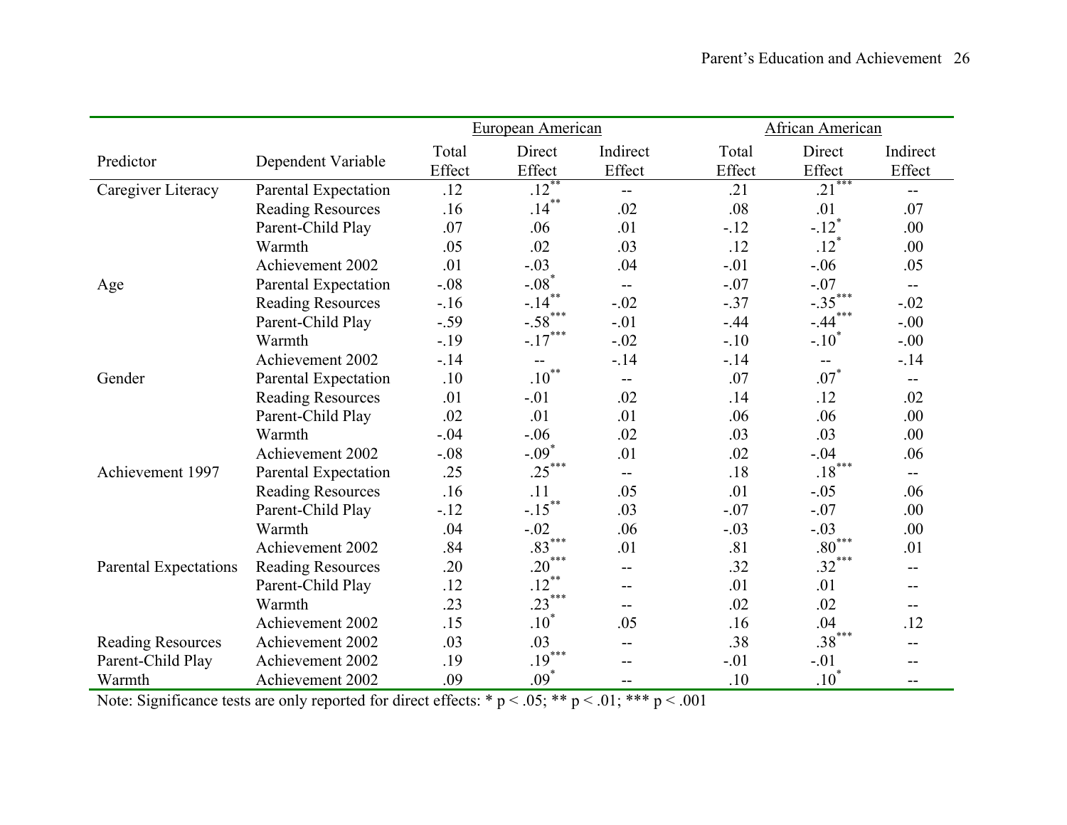| Predictor | Dependent Variable | European American | | | African American | | |
|---|---|---|---|---|---|---|---|
| | | Total Effect | Direct Effect | Indirect Effect | Total Effect | Direct Effect | Indirect Effect |
| Caregiver Literacy | Parental Expectation | .12 | .12** | -- | .21 | .21*** | -- |
| | Reading Resources | .16 | .14** | .02 | .08 | .01 | .07 |
| | Parent-Child Play | .07 | .06 | .01 | -.12 | -.12* | .00 |
| | Warmth | .05 | .02 | .03 | .12 | .12* | .00 |
| | Achievement 2002 | .01 | -.03 | .04 | -.01 | -.06 | .05 |
| Age | Parental Expectation | -.08 | -.08* | -- | -.07 | -.07 | -- |
| | Reading Resources | -.16 | -.14** | -.02 | -.37 | -.35*** | -.02 |
| | Parent-Child Play | -.59 | -.58*** | -.01 | -.44 | -.44*** | -.00 |
| | Warmth | -.19 | -.17*** | -.02 | -.10 | -.10* | -.00 |
| | Achievement 2002 | -.14 | -- | -.14 | -.14 | -- | -.14 |
| Gender | Parental Expectation | .10 | .10** | -- | .07 | .07* | -- |
| | Reading Resources | .01 | -.01 | .02 | .14 | .12 | .02 |
| | Parent-Child Play | .02 | .01 | .01 | .06 | .06 | .00 |
| | Warmth | -.04 | -.06 | .02 | .03 | .03 | .00 |
| | Achievement 2002 | -.08 | -.09* | .01 | .02 | -.04 | .06 |
| Achievement 1997 | Parental Expectation | .25 | .25*** | -- | .18 | .18*** | -- |
| | Reading Resources | .16 | .11 | .05 | .01 | -.05 | .06 |
| | Parent-Child Play | -.12 | -.15** | .03 | -.07 | -.07 | .00 |
| | Warmth | .04 | -.02 | .06 | -.03 | -.03 | .00 |
| | Achievement 2002 | .84 | .83*** | .01 | .81 | .80*** | .01 |
| Parental Expectations | Reading Resources | .20 | .20*** | -- | .32 | .32*** | -- |
| | Parent-Child Play | .12 | .12** | -- | .01 | .01 | -- |
| | Warmth | .23 | .23*** | -- | .02 | .02 | -- |
| | Achievement 2002 | .15 | .10* | .05 | .16 | .04 | .12 |
| Reading Resources | Achievement 2002 | .03 | .03 | -- | .38 | .38*** | -- |
| Parent-Child Play | Achievement 2002 | .19 | .19*** | -- | -.01 | -.01 | -- |
| Warmth | Achievement 2002 | .09 | .09* | -- | .10 | .10* | -- |

Note: Significance tests are only reported for direct effects: * $p < .05$; ** $p < .01$; *** $p < .001$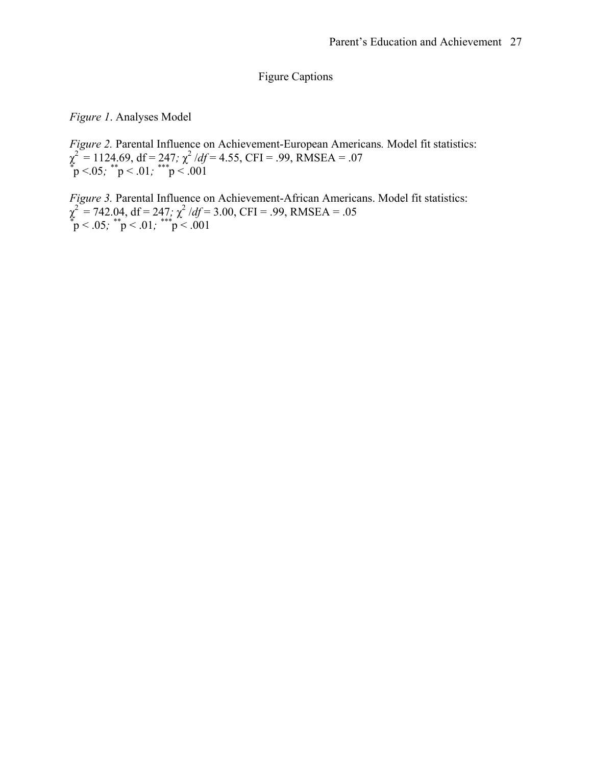# Figure Captions

*Figure 1*. Analyses Model

*Figure 2.* Parental Influence on Achievement-European Americans*.* Model fit statistics: $\chi^2$ = 1124.69, df = 247*;* $\chi^2$ /*df* = 4.55, CFI = .99, RMSEA = .07
$^{*}$p <.05*;* $^{**}$p < .01*;* $^{***}$p < .001

*Figure 3.* Parental Influence on Achievement-African Americans. Model fit statistics: $\chi^2$ = 742.04, df = 247*;* $\chi^2$ /*df* = 3.00, CFI = .99, RMSEA = .05
$^{*}$p < .05*;* $^{**}$p < .01*;* $^{***}$p < .001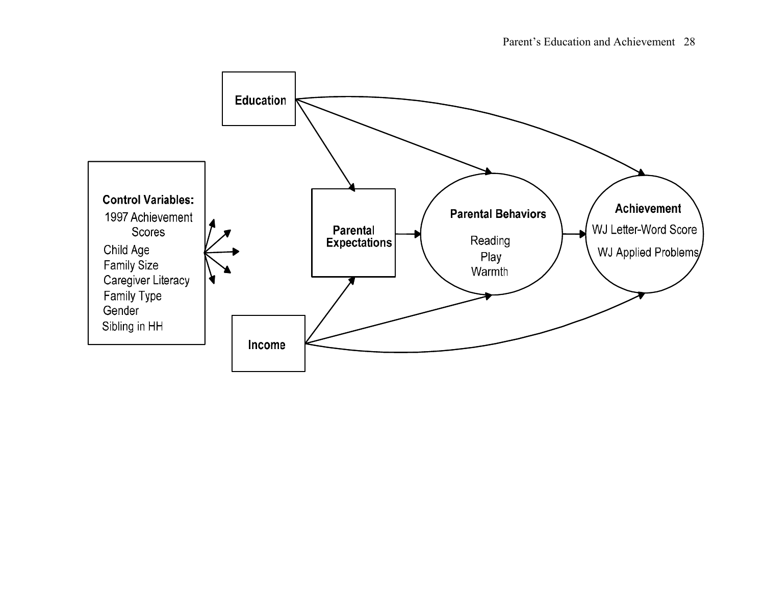**Education**

**Control Variables:**
1997 Achievement Scores
Child Age
Family Size
Caregiver Literacy
Family Type
Gender
Sibling in HH

**Parental Expectations**

**Parental Behaviors**
Reading
Play
Warmth

**Achievement**
WJ Letter-Word Score
WJ Applied Problems

**Income**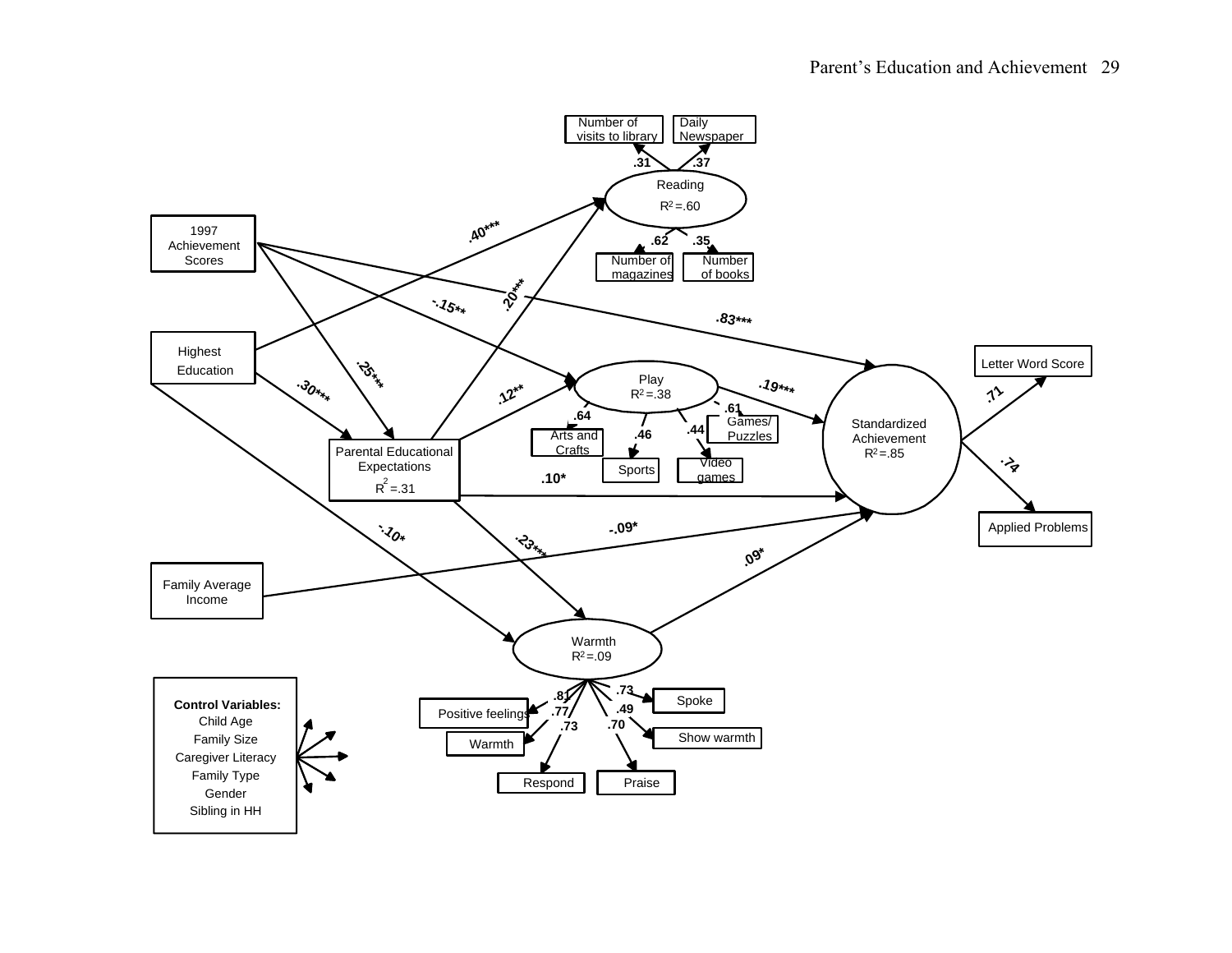Number of visits to library

Daily Newspaper

.31 .37

Reading

$R^2$ =.60

.62 .35

Number of magazines

Number of books

1997 Achievement Scores

.40***

.20***

-.15**

.83***

Highest Education

.25***

.30***

.12**

Play

$R^2$ =.38

.19***

.64

.61

.46

.44

Arts and Crafts

Games/ Puzzles

Sports

Video games

Letter Word Score

.71

Standardized Achievement

$R^2$ =.85

.74

Applied Problems

Parental Educational Expectations

$R^2$ =.31

.10*

-.09*

-.10*

.23***

.09*

Family Average Income

Warmth

$R^2$ =.09

.81

.77

.73

.73

.49

.70

Positive feelings

Spoke

Warmth

Show warmth

Respond

Praise

**Control Variables:**
Child Age
Family Size
Caregiver Literacy
Family Type
Gender
Sibling in HH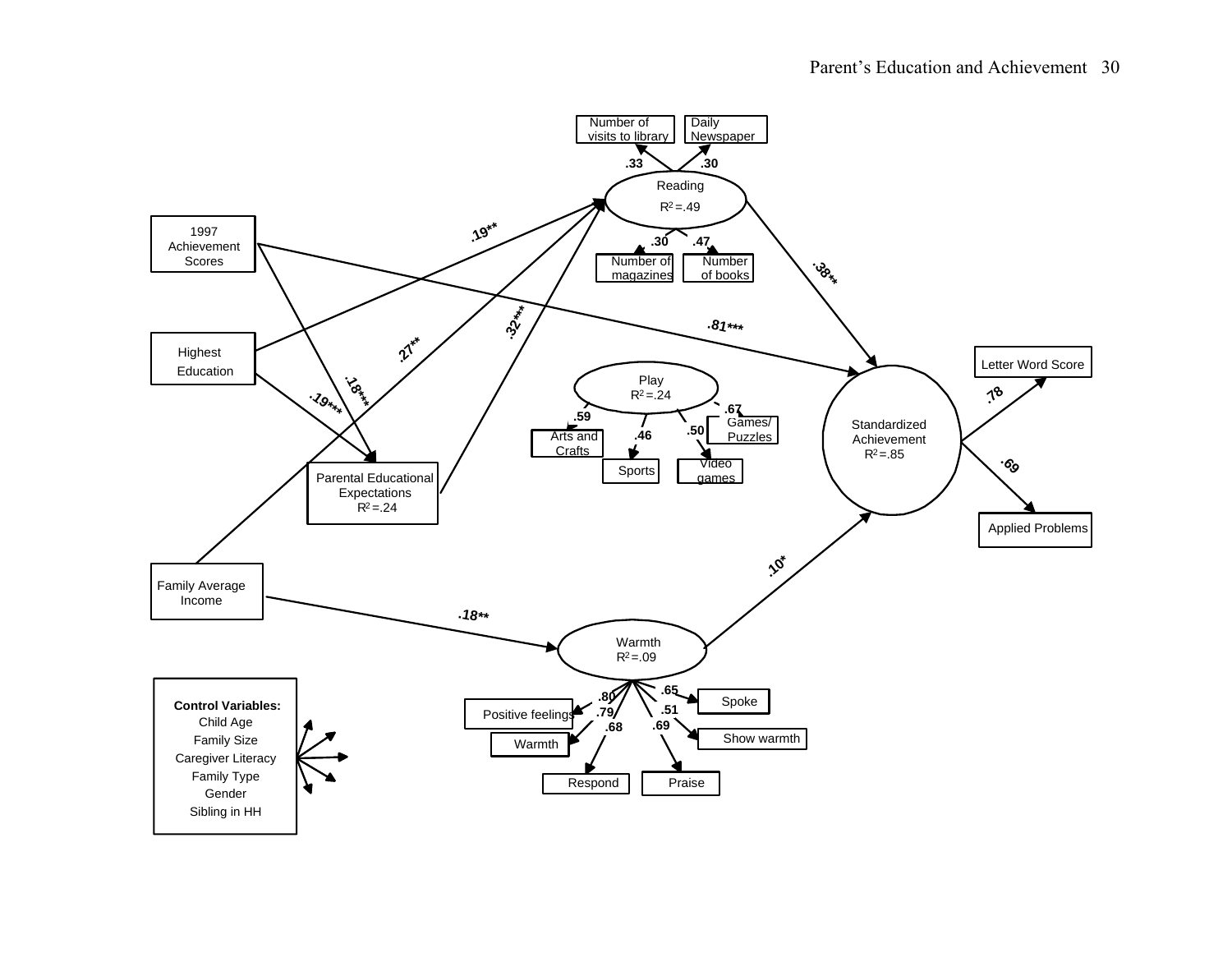Number of visits to library

Daily Newspaper

.33

.30

Reading

$R^2$ =.49

1997 Achievement Scores

.19**

.30

.47

Number of magazines

Number of books

.38**

.32***

.81***

Highest Education

.27**

Letter Word Score

Play

$R^2$ =.24

.18***

.19***

.67

.59

Games/ Puzzles

.78

.50

Standardized Achievement

$R^2$ =.85

Arts and Crafts

.46

Video games

Sports

.69

Parental Educational Expectations

$R^2$ =.24

Applied Problems

.10*

Family Average Income

.18**

Warmth

$R^2$ =.09

.65

.80

Spoke

Control Variables:

Child Age

Family Size

Caregiver Literacy

Family Type

Gender

Sibling in HH

.79

.51

Positive feelings

.68

.69

Show warmth

Warmth

Respond

Praise